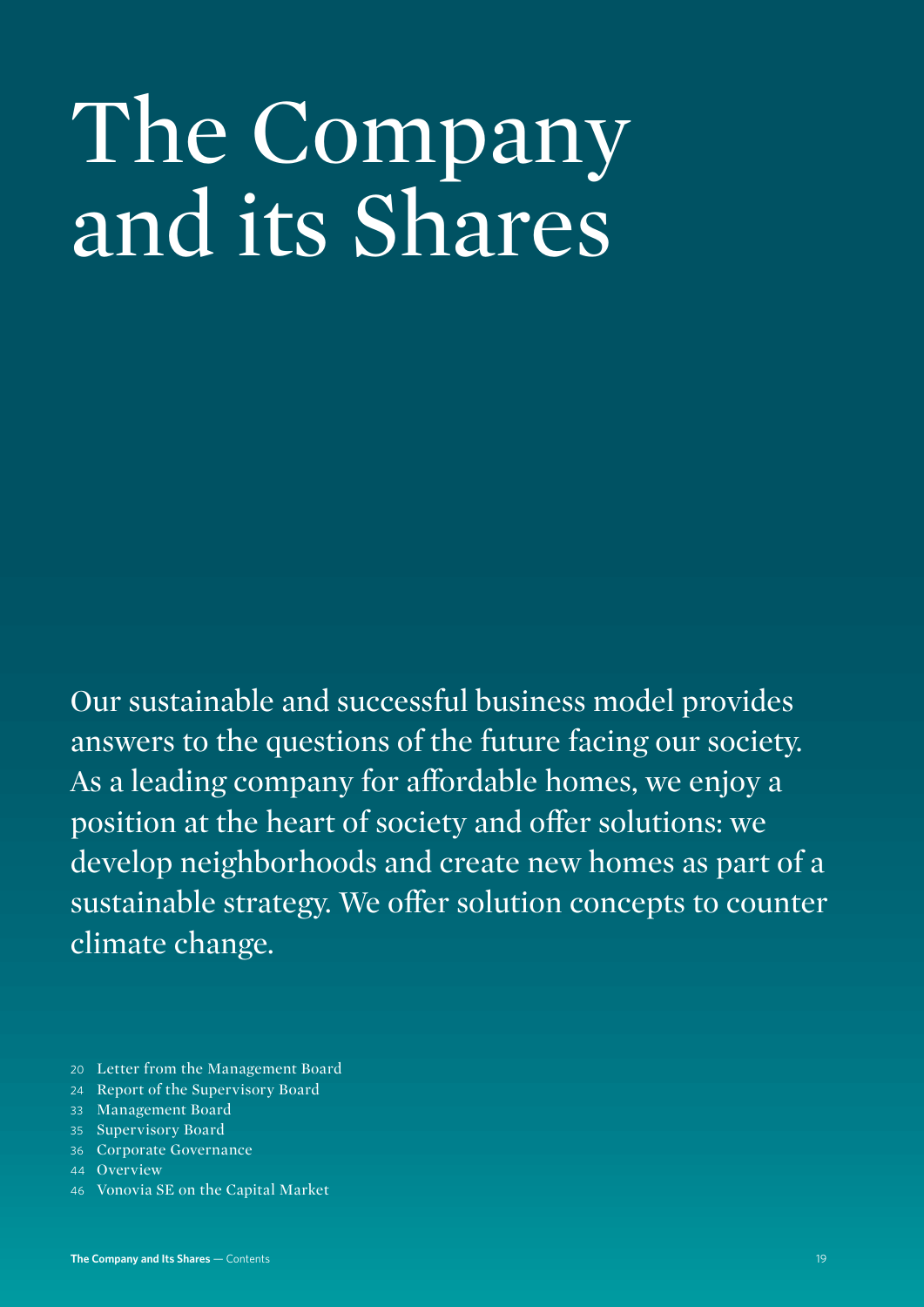# The Company and its Shares

Our sustainable and successful business model provides answers to the questions of the future facing our society. As a leading company for affordable homes, we enjoy a position at the heart of society and offer solutions: we develop neighborhoods and create new homes as part of a sustainable strategy. We offer solution concepts to counter climate change.

- 20 Letter from the Management Board
- 24 Report of the Supervisory Board
- 33 Management Board
- 35 Supervisory Board
- 36 Corporate Governance
- 44 Overview
- 46 Vonovia SE on the Capital Market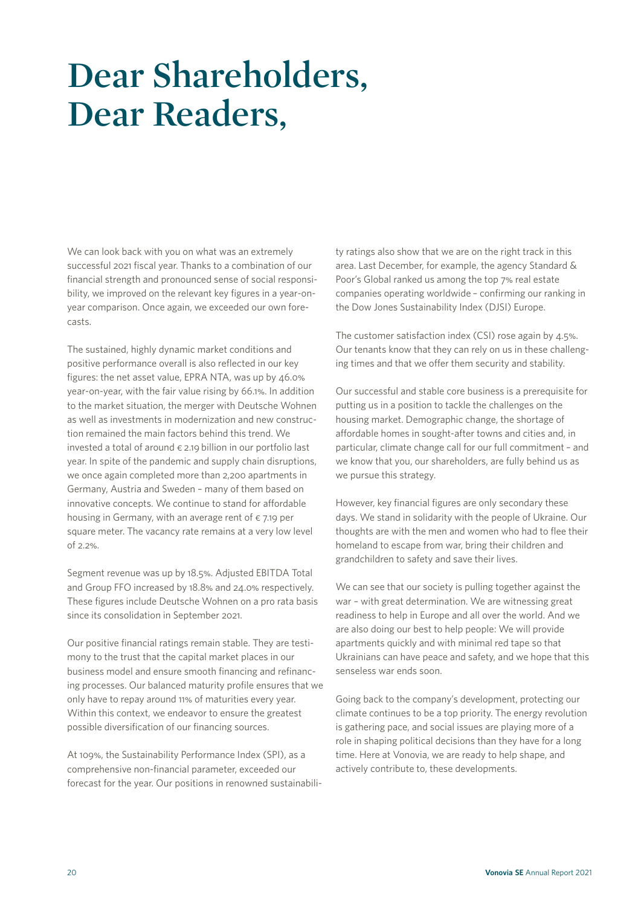# Dear Shareholders, Dear Readers,

We can look back with you on what was an extremely successful 2021 fiscal year. Thanks to a combination of our financial strength and pronounced sense of social responsibility, we improved on the relevant key figures in a year-on-year comparison. Once again, we exceeded our own forecasts.

The sustained, highly dynamic market conditions and positive performance overall is also reflected in our key figures: the net asset value, EPRA NTA, was up by 46.0% year-on-year, with the fair value rising by 66.1%. In addition to the market situation, the merger with Deutsche Wohnen as well as investments in modernization and new construction remained the main factors behind this trend. We invested a total of around € 2.19 billion in our portfolio last year. In spite of the pandemic and supply chain disruptions, we once again completed more than 2,200 apartments in Germany, Austria and Sweden – many of them based on innovative concepts. We continue to stand for affordable housing in Germany, with an average rent of € 7.19 per square meter. The vacancy rate remains at a very low level of 2.2%.

Segment revenue was up by 18.5%. Adjusted EBITDA Total and Group FFO increased by 18.8% and 24.0% respectively. These figures include Deutsche Wohnen on a pro rata basis since its consolidation in September 2021.

Our positive financial ratings remain stable. They are testimony to the trust that the capital market places in our business model and ensure smooth financing and refinancing processes. Our balanced maturity profile ensures that we only have to repay around 11% of maturities every year. Within this context, we endeavor to ensure the greatest possible diversification of our financing sources.

At 109%, the Sustainability Performance Index (SPI), as a comprehensive non-financial parameter, exceeded our forecast for the year. Our positions in renowned sustainability ratings also show that we are on the right track in this area. Last December, for example, the agency Standard & Poor's Global ranked us among the top 7% real estate companies operating worldwide – confirming our ranking in the Dow Jones Sustainability Index (DJSI) Europe.

The customer satisfaction index (CSI) rose again by 4.5%. Our tenants know that they can rely on us in these challenging times and that we offer them security and stability.

Our successful and stable core business is a prerequisite for putting us in a position to tackle the challenges on the housing market. Demographic change, the shortage of affordable homes in sought-after towns and cities and, in particular, climate change call for our full commitment – and we know that you, our shareholders, are fully behind us as we pursue this strategy.

However, key financial figures are only secondary these days. We stand in solidarity with the people of Ukraine. Our thoughts are with the men and women who had to flee their homeland to escape from war, bring their children and grandchildren to safety and save their lives.

We can see that our society is pulling together against the war – with great determination. We are witnessing great readiness to help in Europe and all over the world. And we are also doing our best to help people: We will provide apartments quickly and with minimal red tape so that Ukrainians can have peace and safety, and we hope that this senseless war ends soon.

Going back to the company's development, protecting our climate continues to be a top priority. The energy revolution is gathering pace, and social issues are playing more of a role in shaping political decisions than they have for a long time. Here at Vonovia, we are ready to help shape, and actively contribute to, these developments.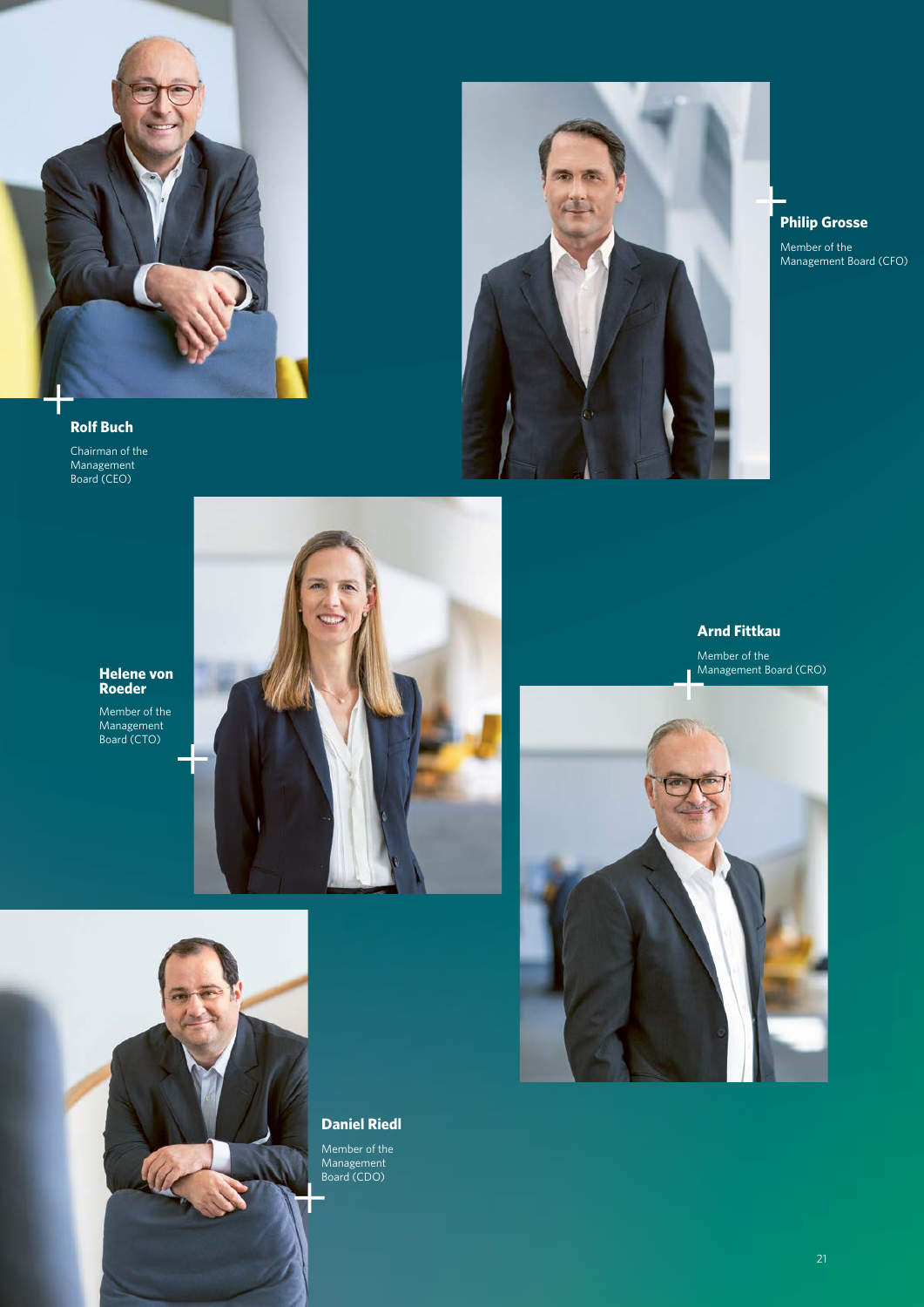**Rolf Buch**

Chairman of the Management Board (CEO)

**Philip Grosse**

Member of the Management Board (CFO)

**Helene von Roeder**

Member of the Management Board (CTO)

**Arnd Fittkau**

Member of the Management Board (CRO)

**Daniel Riedl**

Member of the Management Board (CDO)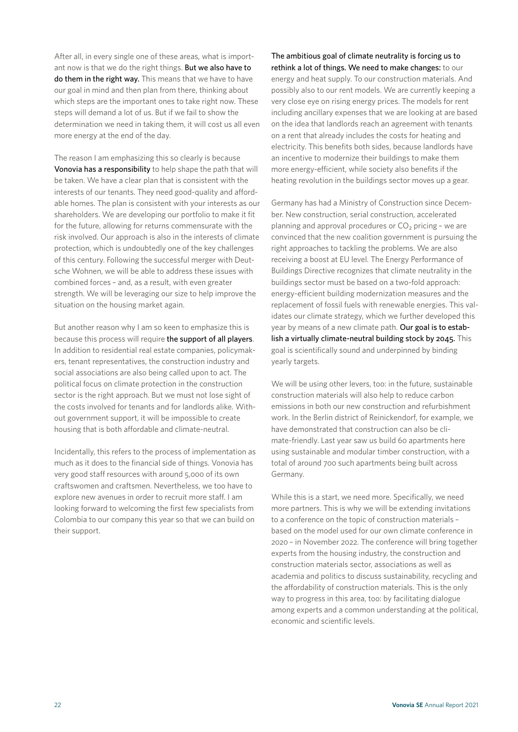After all, in every single one of these areas, what is important now is that we do the right things. **But we also have to do them in the right way.** This means that we have to have our goal in mind and then plan from there, thinking about which steps are the important ones to take right now. These steps will demand a lot of us. But if we fail to show the determination we need in taking them, it will cost us all even more energy at the end of the day.

The reason I am emphasizing this so clearly is because **Vonovia has a responsibility** to help shape the path that will be taken. We have a clear plan that is consistent with the interests of our tenants. They need good-quality and affordable homes. The plan is consistent with your interests as our shareholders. We are developing our portfolio to make it fit for the future, allowing for returns commensurate with the risk involved. Our approach is also in the interests of climate protection, which is undoubtedly one of the key challenges of this century. Following the successful merger with Deutsche Wohnen, we will be able to address these issues with combined forces – and, as a result, with even greater strength. We will be leveraging our size to help improve the situation on the housing market again.

But another reason why I am so keen to emphasize this is because this process will require **the support of all players**. In addition to residential real estate companies, policymakers, tenant representatives, the construction industry and social associations are also being called upon to act. The political focus on climate protection in the construction sector is the right approach. But we must not lose sight of the costs involved for tenants and for landlords alike. Without government support, it will be impossible to create housing that is both affordable and climate-neutral.

Incidentally, this refers to the process of implementation as much as it does to the financial side of things. Vonovia has very good staff resources with around 5,000 of its own craftswomen and craftsmen. Nevertheless, we too have to explore new avenues in order to recruit more staff. I am looking forward to welcoming the first few specialists from Colombia to our company this year so that we can build on their support.

**The ambitious goal of climate neutrality is forcing us to rethink a lot of things. We need to make changes:** to our energy and heat supply. To our construction materials. And possibly also to our rent models. We are currently keeping a very close eye on rising energy prices. The models for rent including ancillary expenses that we are looking at are based on the idea that landlords reach an agreement with tenants on a rent that already includes the costs for heating and electricity. This benefits both sides, because landlords have an incentive to modernize their buildings to make them more energy-efficient, while society also benefits if the heating revolution in the buildings sector moves up a gear.

Germany has had a Ministry of Construction since December. New construction, serial construction, accelerated planning and approval procedures or $CO_2$ pricing – we are convinced that the new coalition government is pursuing the right approaches to tackling the problems. We are also receiving a boost at EU level. The Energy Performance of Buildings Directive recognizes that climate neutrality in the buildings sector must be based on a two-fold approach: energy-efficient building modernization measures and the replacement of fossil fuels with renewable energies. This validates our climate strategy, which we further developed this year by means of a new climate path. **Our goal is to establish a virtually climate-neutral building stock by 2045.** This goal is scientifically sound and underpinned by binding yearly targets.

We will be using other levers, too: in the future, sustainable construction materials will also help to reduce carbon emissions in both our new construction and refurbishment work. In the Berlin district of Reinickendorf, for example, we have demonstrated that construction can also be climate-friendly. Last year saw us build 60 apartments here using sustainable and modular timber construction, with a total of around 700 such apartments being built across Germany.

While this is a start, we need more. Specifically, we need more partners. This is why we will be extending invitations to a conference on the topic of construction materials – based on the model used for our own climate conference in 2020 – in November 2022. The conference will bring together experts from the housing industry, the construction and construction materials sector, associations as well as academia and politics to discuss sustainability, recycling and the affordability of construction materials. This is the only way to progress in this area, too: by facilitating dialogue among experts and a common understanding at the political, economic and scientific levels.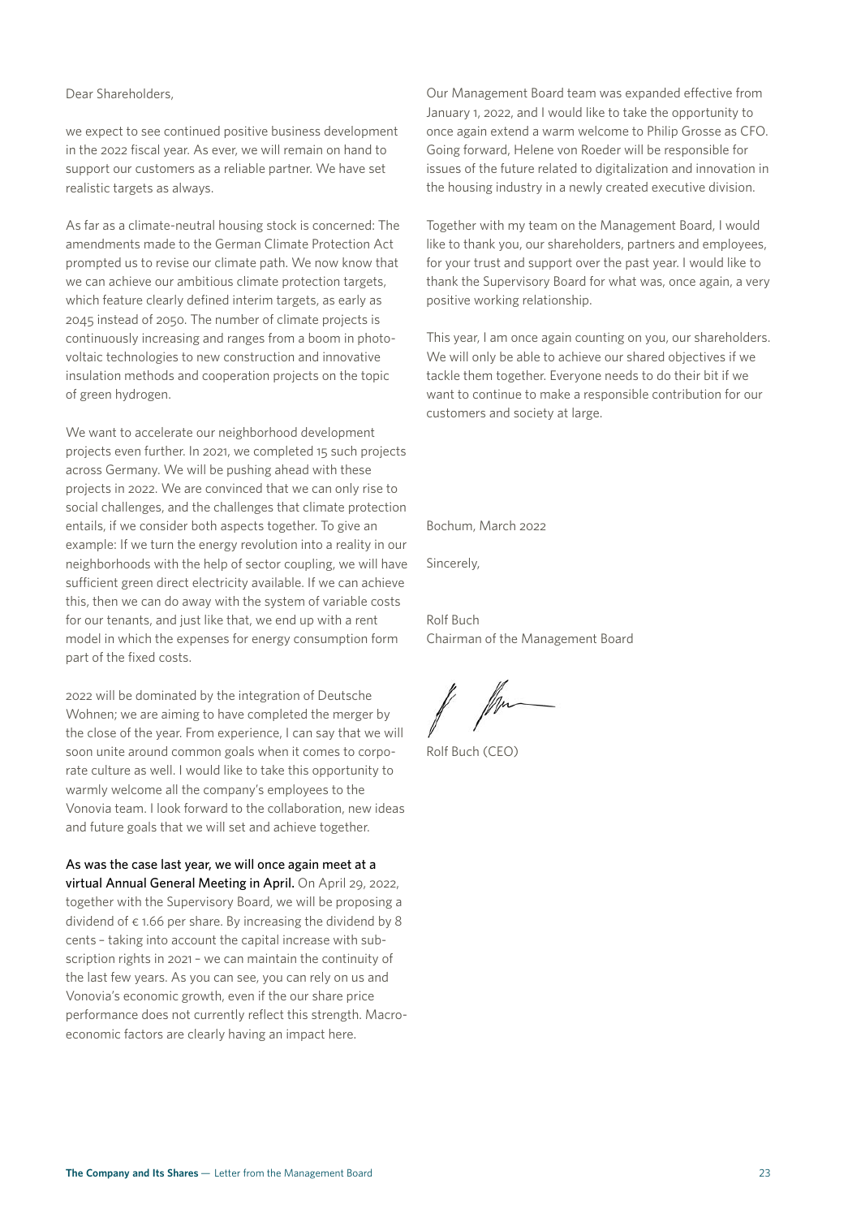Dear Shareholders,

we expect to see continued positive business development in the 2022 fiscal year. As ever, we will remain on hand to support our customers as a reliable partner. We have set realistic targets as always.

As far as a climate-neutral housing stock is concerned: The amendments made to the German Climate Protection Act prompted us to revise our climate path. We now know that we can achieve our ambitious climate protection targets, which feature clearly defined interim targets, as early as 2045 instead of 2050. The number of climate projects is continuously increasing and ranges from a boom in photovoltaic technologies to new construction and innovative insulation methods and cooperation projects on the topic of green hydrogen.

We want to accelerate our neighborhood development projects even further. In 2021, we completed 15 such projects across Germany. We will be pushing ahead with these projects in 2022. We are convinced that we can only rise to social challenges, and the challenges that climate protection entails, if we consider both aspects together. To give an example: If we turn the energy revolution into a reality in our neighborhoods with the help of sector coupling, we will have sufficient green direct electricity available. If we can achieve this, then we can do away with the system of variable costs for our tenants, and just like that, we end up with a rent model in which the expenses for energy consumption form part of the fixed costs.

2022 will be dominated by the integration of Deutsche Wohnen; we are aiming to have completed the merger by the close of the year. From experience, I can say that we will soon unite around common goals when it comes to corporate culture as well. I would like to take this opportunity to warmly welcome all the company's employees to the Vonovia team. I look forward to the collaboration, new ideas and future goals that we will set and achieve together.

**As was the case last year, we will once again meet at a virtual Annual General Meeting in April.** On April 29, 2022, together with the Supervisory Board, we will be proposing a dividend of € 1.66 per share. By increasing the dividend by 8 cents – taking into account the capital increase with subscription rights in 2021 – we can maintain the continuity of the last few years. As you can see, you can rely on us and Vonovia's economic growth, even if the our share price performance does not currently reflect this strength. Macroeconomic factors are clearly having an impact here.

Our Management Board team was expanded effective from January 1, 2022, and I would like to take the opportunity to once again extend a warm welcome to Philip Grosse as CFO. Going forward, Helene von Roeder will be responsible for issues of the future related to digitalization and innovation in the housing industry in a newly created executive division.

Together with my team on the Management Board, I would like to thank you, our shareholders, partners and employees, for your trust and support over the past year. I would like to thank the Supervisory Board for what was, once again, a very positive working relationship.

This year, I am once again counting on you, our shareholders. We will only be able to achieve our shared objectives if we tackle them together. Everyone needs to do their bit if we want to continue to make a responsible contribution for our customers and society at large.

Bochum, March 2022

Sincerely,

Rolf Buch
Chairman of the Management Board

Rolf Buch (CEO)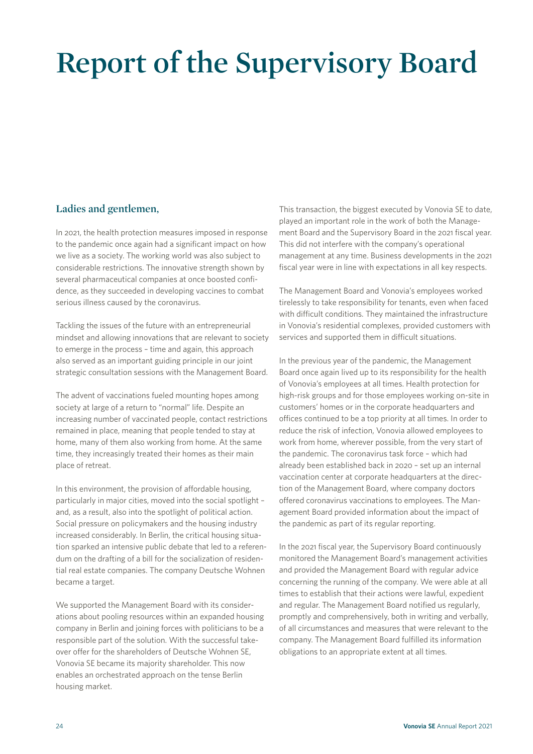# Report of the Supervisory Board

## Ladies and gentlemen,

In 2021, the health protection measures imposed in response to the pandemic once again had a significant impact on how we live as a society. The working world was also subject to considerable restrictions. The innovative strength shown by several pharmaceutical companies at once boosted confidence, as they succeeded in developing vaccines to combat serious illness caused by the coronavirus.

Tackling the issues of the future with an entrepreneurial mindset and allowing innovations that are relevant to society to emerge in the process – time and again, this approach also served as an important guiding principle in our joint strategic consultation sessions with the Management Board.

The advent of vaccinations fueled mounting hopes among society at large of a return to "normal" life. Despite an increasing number of vaccinated people, contact restrictions remained in place, meaning that people tended to stay at home, many of them also working from home. At the same time, they increasingly treated their homes as their main place of retreat.

In this environment, the provision of affordable housing, particularly in major cities, moved into the social spotlight – and, as a result, also into the spotlight of political action. Social pressure on policymakers and the housing industry increased considerably. In Berlin, the critical housing situation sparked an intensive public debate that led to a referendum on the drafting of a bill for the socialization of residential real estate companies. The company Deutsche Wohnen became a target.

We supported the Management Board with its considerations about pooling resources within an expanded housing company in Berlin and joining forces with politicians to be a responsible part of the solution. With the successful takeover offer for the shareholders of Deutsche Wohnen SE, Vonovia SE became its majority shareholder. This now enables an orchestrated approach on the tense Berlin housing market.

This transaction, the biggest executed by Vonovia SE to date, played an important role in the work of both the Management Board and the Supervisory Board in the 2021 fiscal year. This did not interfere with the company's operational management at any time. Business developments in the 2021 fiscal year were in line with expectations in all key respects.

The Management Board and Vonovia's employees worked tirelessly to take responsibility for tenants, even when faced with difficult conditions. They maintained the infrastructure in Vonovia's residential complexes, provided customers with services and supported them in difficult situations.

In the previous year of the pandemic, the Management Board once again lived up to its responsibility for the health of Vonovia's employees at all times. Health protection for high-risk groups and for those employees working on-site in customers' homes or in the corporate headquarters and offices continued to be a top priority at all times. In order to reduce the risk of infection, Vonovia allowed employees to work from home, wherever possible, from the very start of the pandemic. The coronavirus task force – which had already been established back in 2020 – set up an internal vaccination center at corporate headquarters at the direction of the Management Board, where company doctors offered coronavirus vaccinations to employees. The Management Board provided information about the impact of the pandemic as part of its regular reporting.

In the 2021 fiscal year, the Supervisory Board continuously monitored the Management Board's management activities and provided the Management Board with regular advice concerning the running of the company. We were able at all times to establish that their actions were lawful, expedient and regular. The Management Board notified us regularly, promptly and comprehensively, both in writing and verbally, of all circumstances and measures that were relevant to the company. The Management Board fulfilled its information obligations to an appropriate extent at all times.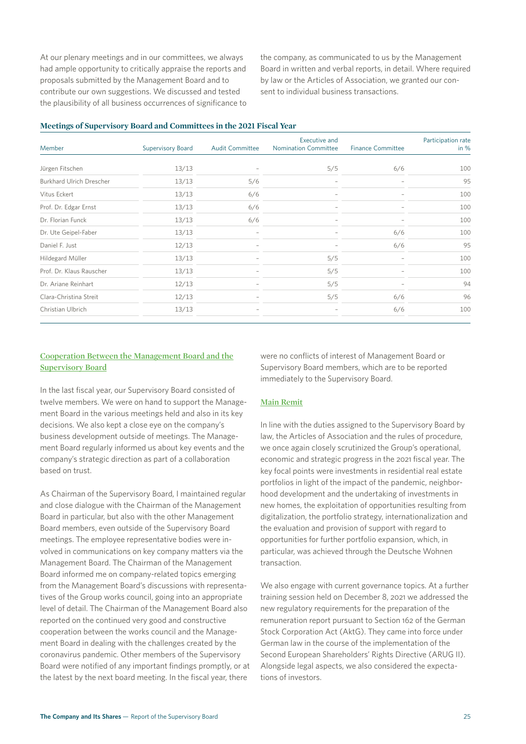At our plenary meetings and in our committees, we always had ample opportunity to critically appraise the reports and proposals submitted by the Management Board and to contribute our own suggestions. We discussed and tested the plausibility of all business occurrences of significance to the company, as communicated to us by the Management Board in written and verbal reports, in detail. Where required by law or the Articles of Association, we granted our consent to individual business transactions.

**Meetings of Supervisory Board and Committees in the 2021 Fiscal Year**

| Member | Supervisory Board | Audit Committee | Executive and Nomination Committee | Finance Committee | Participation rate in % |
|---|---|---|---|---|---|
| Jürgen Fitschen | 13/13 | – | 5/5 | 6/6 | 100 |
| Burkhard Ulrich Drescher | 13/13 | 5/6 | – | – | 95 |
| Vitus Eckert | 13/13 | 6/6 | – | – | 100 |
| Prof. Dr. Edgar Ernst | 13/13 | 6/6 | – | – | 100 |
| Dr. Florian Funck | 13/13 | 6/6 | – | – | 100 |
| Dr. Ute Geipel-Faber | 13/13 | – | – | 6/6 | 100 |
| Daniel F. Just | 12/13 | – | – | 6/6 | 95 |
| Hildegard Müller | 13/13 | – | 5/5 | – | 100 |
| Prof. Dr. Klaus Rauscher | 13/13 | – | 5/5 | – | 100 |
| Dr. Ariane Reinhart | 12/13 | – | 5/5 | – | 94 |
| Clara-Christina Streit | 12/13 | – | 5/5 | 6/6 | 96 |
| Christian Ulbrich | 13/13 | – | – | 6/6 | 100 |

## Cooperation Between the Management Board and the Supervisory Board

In the last fiscal year, our Supervisory Board consisted of twelve members. We were on hand to support the Management Board in the various meetings held and also in its key decisions. We also kept a close eye on the company's business development outside of meetings. The Management Board regularly informed us about key events and the company's strategic direction as part of a collaboration based on trust.

As Chairman of the Supervisory Board, I maintained regular and close dialogue with the Chairman of the Management Board in particular, but also with the other Management Board members, even outside of the Supervisory Board meetings. The employee representative bodies were involved in communications on key company matters via the Management Board. The Chairman of the Management Board informed me on company-related topics emerging from the Management Board's discussions with representatives of the Group works council, going into an appropriate level of detail. The Chairman of the Management Board also reported on the continued very good and constructive cooperation between the works council and the Management Board in dealing with the challenges created by the coronavirus pandemic. Other members of the Supervisory Board were notified of any important findings promptly, or at the latest by the next board meeting. In the fiscal year, there were no conflicts of interest of Management Board or Supervisory Board members, which are to be reported immediately to the Supervisory Board.

## Main Remit

In line with the duties assigned to the Supervisory Board by law, the Articles of Association and the rules of procedure, we once again closely scrutinized the Group's operational, economic and strategic progress in the 2021 fiscal year. The key focal points were investments in residential real estate portfolios in light of the impact of the pandemic, neighborhood development and the undertaking of investments in new homes, the exploitation of opportunities resulting from digitalization, the portfolio strategy, internationalization and the evaluation and provision of support with regard to opportunities for further portfolio expansion, which, in particular, was achieved through the Deutsche Wohnen transaction.

We also engage with current governance topics. At a further training session held on December 8, 2021 we addressed the new regulatory requirements for the preparation of the remuneration report pursuant to Section 162 of the German Stock Corporation Act (AktG). They came into force under German law in the course of the implementation of the Second European Shareholders' Rights Directive (ARUG II). Alongside legal aspects, we also considered the expectations of investors.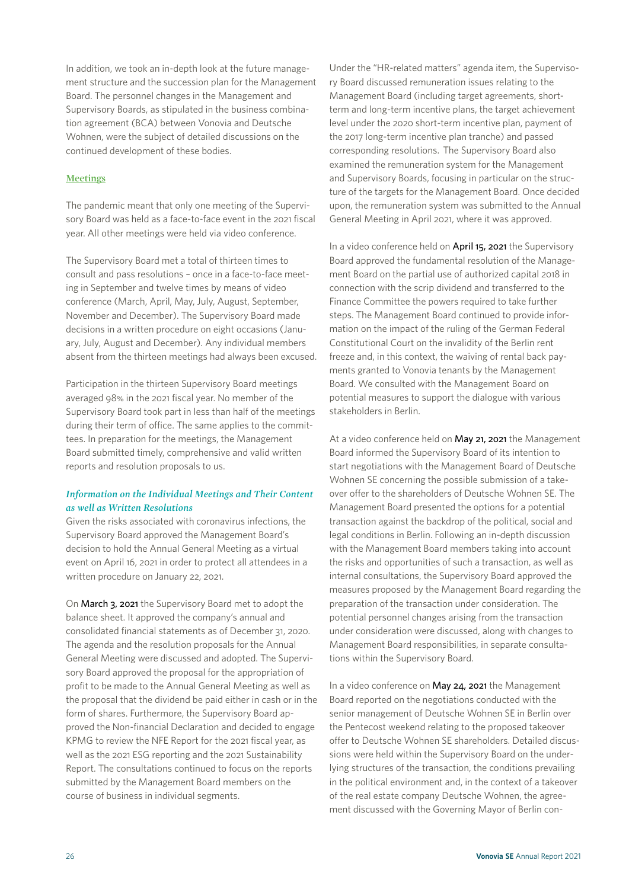In addition, we took an in-depth look at the future management structure and the succession plan for the Management Board. The personnel changes in the Management and Supervisory Boards, as stipulated in the business combination agreement (BCA) between Vonovia and Deutsche Wohnen, were the subject of detailed discussions on the continued development of these bodies.

#### Meetings

The pandemic meant that only one meeting of the Supervisory Board was held as a face-to-face event in the 2021 fiscal year. All other meetings were held via video conference.

The Supervisory Board met a total of thirteen times to consult and pass resolutions – once in a face-to-face meeting in September and twelve times by means of video conference (March, April, May, July, August, September, November and December). The Supervisory Board made decisions in a written procedure on eight occasions (January, July, August and December). Any individual members absent from the thirteen meetings had always been excused.

Participation in the thirteen Supervisory Board meetings averaged 98% in the 2021 fiscal year. No member of the Supervisory Board took part in less than half of the meetings during their term of office. The same applies to the committees. In preparation for the meetings, the Management Board submitted timely, comprehensive and valid written reports and resolution proposals to us.

#### *Information on the Individual Meetings and Their Content as well as Written Resolutions*

Given the risks associated with coronavirus infections, the Supervisory Board approved the Management Board's decision to hold the Annual General Meeting as a virtual event on April 16, 2021 in order to protect all attendees in a written procedure on January 22, 2021.

On **March 3, 2021** the Supervisory Board met to adopt the balance sheet. It approved the company's annual and consolidated financial statements as of December 31, 2020. The agenda and the resolution proposals for the Annual General Meeting were discussed and adopted. The Supervisory Board approved the proposal for the appropriation of profit to be made to the Annual General Meeting as well as the proposal that the dividend be paid either in cash or in the form of shares. Furthermore, the Supervisory Board approved the Non-financial Declaration and decided to engage KPMG to review the NFE Report for the 2021 fiscal year, as well as the 2021 ESG reporting and the 2021 Sustainability Report. The consultations continued to focus on the reports submitted by the Management Board members on the course of business in individual segments.

Under the "HR-related matters" agenda item, the Supervisory Board discussed remuneration issues relating to the Management Board (including target agreements, short-term and long-term incentive plans, the target achievement level under the 2020 short-term incentive plan, payment of the 2017 long-term incentive plan tranche) and passed corresponding resolutions. The Supervisory Board also examined the remuneration system for the Management and Supervisory Boards, focusing in particular on the structure of the targets for the Management Board. Once decided upon, the remuneration system was submitted to the Annual General Meeting in April 2021, where it was approved.

In a video conference held on **April 15, 2021** the Supervisory Board approved the fundamental resolution of the Management Board on the partial use of authorized capital 2018 in connection with the scrip dividend and transferred to the Finance Committee the powers required to take further steps. The Management Board continued to provide information on the impact of the ruling of the German Federal Constitutional Court on the invalidity of the Berlin rent freeze and, in this context, the waiving of rental back payments granted to Vonovia tenants by the Management Board. We consulted with the Management Board on potential measures to support the dialogue with various stakeholders in Berlin.

At a video conference held on **May 21, 2021** the Management Board informed the Supervisory Board of its intention to start negotiations with the Management Board of Deutsche Wohnen SE concerning the possible submission of a takeover offer to the shareholders of Deutsche Wohnen SE. The Management Board presented the options for a potential transaction against the backdrop of the political, social and legal conditions in Berlin. Following an in-depth discussion with the Management Board members taking into account the risks and opportunities of such a transaction, as well as internal consultations, the Supervisory Board approved the measures proposed by the Management Board regarding the preparation of the transaction under consideration. The potential personnel changes arising from the transaction under consideration were discussed, along with changes to Management Board responsibilities, in separate consultations within the Supervisory Board.

In a video conference on **May 24, 2021** the Management Board reported on the negotiations conducted with the senior management of Deutsche Wohnen SE in Berlin over the Pentecost weekend relating to the proposed takeover offer to Deutsche Wohnen SE shareholders. Detailed discussions were held within the Supervisory Board on the underlying structures of the transaction, the conditions prevailing in the political environment and, in the context of a takeover of the real estate company Deutsche Wohnen, the agreement discussed with the Governing Mayor of Berlin con-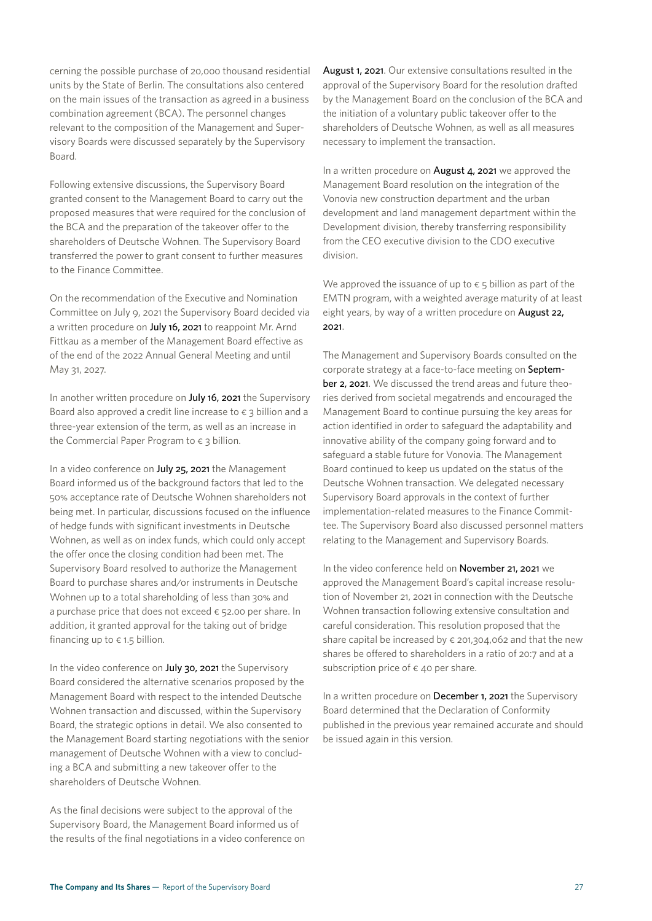cerning the possible purchase of 20,000 thousand residential units by the State of Berlin. The consultations also centered on the main issues of the transaction as agreed in a business combination agreement (BCA). The personnel changes relevant to the composition of the Management and Supervisory Boards were discussed separately by the Supervisory Board.

Following extensive discussions, the Supervisory Board granted consent to the Management Board to carry out the proposed measures that were required for the conclusion of the BCA and the preparation of the takeover offer to the shareholders of Deutsche Wohnen. The Supervisory Board transferred the power to grant consent to further measures to the Finance Committee.

On the recommendation of the Executive and Nomination Committee on July 9, 2021 the Supervisory Board decided via a written procedure on **July 16, 2021** to reappoint Mr. Arnd Fittkau as a member of the Management Board effective as of the end of the 2022 Annual General Meeting and until May 31, 2027.

In another written procedure on **July 16, 2021** the Supervisory Board also approved a credit line increase to € 3 billion and a three-year extension of the term, as well as an increase in the Commercial Paper Program to € 3 billion.

In a video conference on **July 25, 2021** the Management Board informed us of the background factors that led to the 50% acceptance rate of Deutsche Wohnen shareholders not being met. In particular, discussions focused on the influence of hedge funds with significant investments in Deutsche Wohnen, as well as on index funds, which could only accept the offer once the closing condition had been met. The Supervisory Board resolved to authorize the Management Board to purchase shares and/or instruments in Deutsche Wohnen up to a total shareholding of less than 30% and a purchase price that does not exceed € 52.00 per share. In addition, it granted approval for the taking out of bridge financing up to € 1.5 billion.

In the video conference on **July 30, 2021** the Supervisory Board considered the alternative scenarios proposed by the Management Board with respect to the intended Deutsche Wohnen transaction and discussed, within the Supervisory Board, the strategic options in detail. We also consented to the Management Board starting negotiations with the senior management of Deutsche Wohnen with a view to concluding a BCA and submitting a new takeover offer to the shareholders of Deutsche Wohnen.

As the final decisions were subject to the approval of the Supervisory Board, the Management Board informed us of the results of the final negotiations in a video conference on **August 1, 2021**. Our extensive consultations resulted in the approval of the Supervisory Board for the resolution drafted by the Management Board on the conclusion of the BCA and the initiation of a voluntary public takeover offer to the shareholders of Deutsche Wohnen, as well as all measures necessary to implement the transaction.

In a written procedure on **August 4, 2021** we approved the Management Board resolution on the integration of the Vonovia new construction department and the urban development and land management department within the Development division, thereby transferring responsibility from the CEO executive division to the CDO executive division.

We approved the issuance of up to € 5 billion as part of the EMTN program, with a weighted average maturity of at least eight years, by way of a written procedure on **August 22, 2021**.

The Management and Supervisory Boards consulted on the corporate strategy at a face-to-face meeting on **September 2, 2021**. We discussed the trend areas and future theories derived from societal megatrends and encouraged the Management Board to continue pursuing the key areas for action identified in order to safeguard the adaptability and innovative ability of the company going forward and to safeguard a stable future for Vonovia. The Management Board continued to keep us updated on the status of the Deutsche Wohnen transaction. We delegated necessary Supervisory Board approvals in the context of further implementation-related measures to the Finance Committee. The Supervisory Board also discussed personnel matters relating to the Management and Supervisory Boards.

In the video conference held on **November 21, 2021** we approved the Management Board's capital increase resolution of November 21, 2021 in connection with the Deutsche Wohnen transaction following extensive consultation and careful consideration. This resolution proposed that the share capital be increased by € 201,304,062 and that the new shares be offered to shareholders in a ratio of 20:7 and at a subscription price of € 40 per share.

In a written procedure on **December 1, 2021** the Supervisory Board determined that the Declaration of Conformity published in the previous year remained accurate and should be issued again in this version.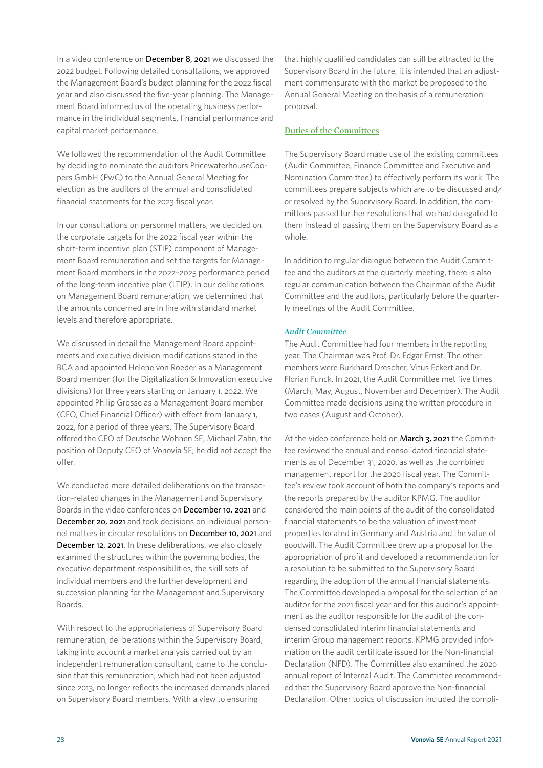In a video conference on **December 8, 2021** we discussed the 2022 budget. Following detailed consultations, we approved the Management Board's budget planning for the 2022 fiscal year and also discussed the five-year planning. The Management Board informed us of the operating business performance in the individual segments, financial performance and capital market performance.

We followed the recommendation of the Audit Committee by deciding to nominate the auditors PricewaterhouseCoopers GmbH (PwC) to the Annual General Meeting for election as the auditors of the annual and consolidated financial statements for the 2023 fiscal year.

In our consultations on personnel matters, we decided on the corporate targets for the 2022 fiscal year within the short-term incentive plan (STIP) component of Management Board remuneration and set the targets for Management Board members in the 2022–2025 performance period of the long-term incentive plan (LTIP). In our deliberations on Management Board remuneration, we determined that the amounts concerned are in line with standard market levels and therefore appropriate.

We discussed in detail the Management Board appointments and executive division modifications stated in the BCA and appointed Helene von Roeder as a Management Board member (for the Digitalization & Innovation executive divisions) for three years starting on January 1, 2022. We appointed Philip Grosse as a Management Board member (CFO, Chief Financial Officer) with effect from January 1, 2022, for a period of three years. The Supervisory Board offered the CEO of Deutsche Wohnen SE, Michael Zahn, the position of Deputy CEO of Vonovia SE; he did not accept the offer.

We conducted more detailed deliberations on the transaction-related changes in the Management and Supervisory Boards in the video conferences on **December 10, 2021** and **December 20, 2021** and took decisions on individual personnel matters in circular resolutions on **December 10, 2021** and **December 12, 2021**. In these deliberations, we also closely examined the structures within the governing bodies, the executive department responsibilities, the skill sets of individual members and the further development and succession planning for the Management and Supervisory Boards.

With respect to the appropriateness of Supervisory Board remuneration, deliberations within the Supervisory Board, taking into account a market analysis carried out by an independent remuneration consultant, came to the conclusion that this remuneration, which had not been adjusted since 2013, no longer reflects the increased demands placed on Supervisory Board members. With a view to ensuring that highly qualified candidates can still be attracted to the Supervisory Board in the future, it is intended that an adjustment commensurate with the market be proposed to the Annual General Meeting on the basis of a remuneration proposal.

## Duties of the Committees

The Supervisory Board made use of the existing committees (Audit Committee, Finance Committee and Executive and Nomination Committee) to effectively perform its work. The committees prepare subjects which are to be discussed and/or resolved by the Supervisory Board. In addition, the committees passed further resolutions that we had delegated to them instead of passing them on the Supervisory Board as a whole.

In addition to regular dialogue between the Audit Committee and the auditors at the quarterly meeting, there is also regular communication between the Chairman of the Audit Committee and the auditors, particularly before the quarterly meetings of the Audit Committee.

### *Audit Committee*

The Audit Committee had four members in the reporting year. The Chairman was Prof. Dr. Edgar Ernst. The other members were Burkhard Drescher, Vitus Eckert and Dr. Florian Funck. In 2021, the Audit Committee met five times (March, May, August, November and December). The Audit Committee made decisions using the written procedure in two cases (August and October).

At the video conference held on **March 3, 2021** the Committee reviewed the annual and consolidated financial statements as of December 31, 2020, as well as the combined management report for the 2020 fiscal year. The Committee's review took account of both the company's reports and the reports prepared by the auditor KPMG. The auditor considered the main points of the audit of the consolidated financial statements to be the valuation of investment properties located in Germany and Austria and the value of goodwill. The Audit Committee drew up a proposal for the appropriation of profit and developed a recommendation for a resolution to be submitted to the Supervisory Board regarding the adoption of the annual financial statements. The Committee developed a proposal for the selection of an auditor for the 2021 fiscal year and for this auditor's appointment as the auditor responsible for the audit of the condensed consolidated interim financial statements and interim Group management reports. KPMG provided information on the audit certificate issued for the Non-financial Declaration (NFD). The Committee also examined the 2020 annual report of Internal Audit. The Committee recommended that the Supervisory Board approve the Non-financial Declaration. Other topics of discussion included the compli-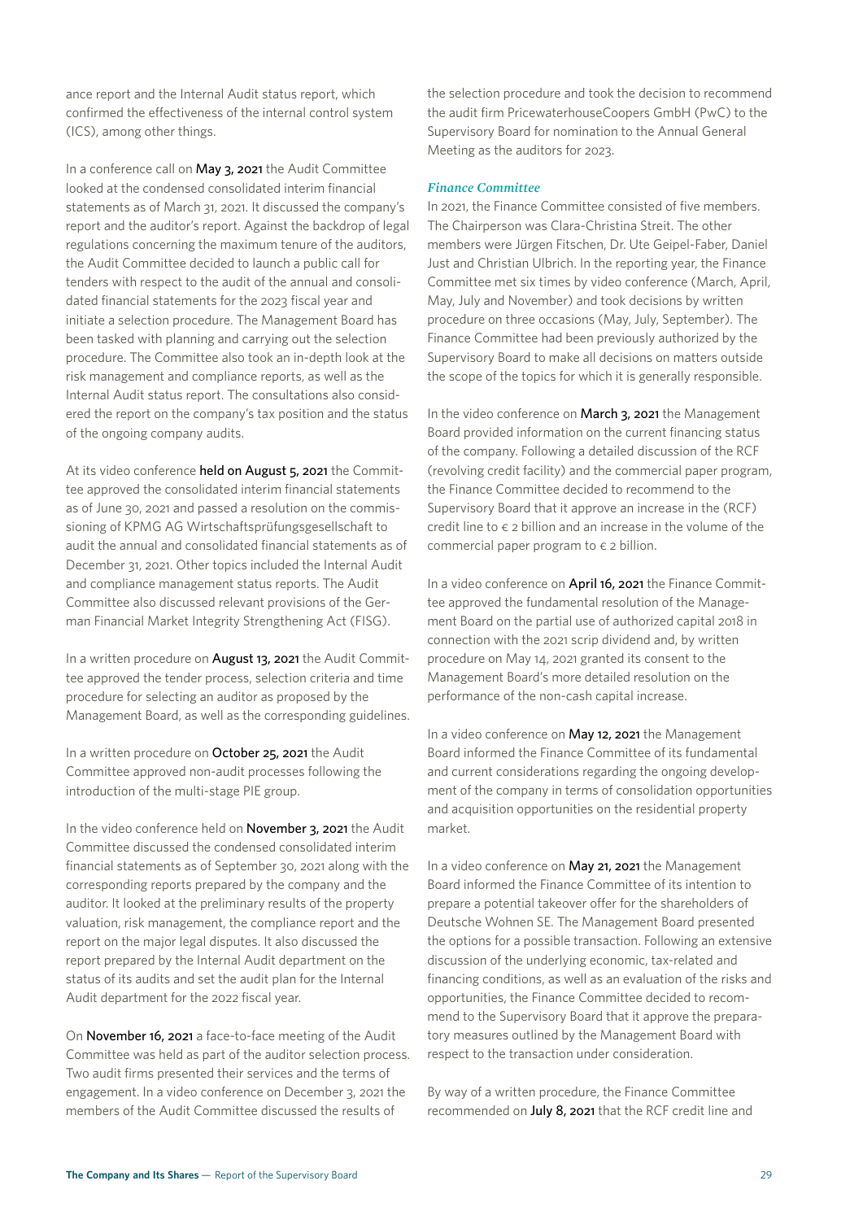ance report and the Internal Audit status report, which confirmed the effectiveness of the internal control system (ICS), among other things.

In a conference call on **May 3, 2021** the Audit Committee looked at the condensed consolidated interim financial statements as of March 31, 2021. It discussed the company's report and the auditor's report. Against the backdrop of legal regulations concerning the maximum tenure of the auditors, the Audit Committee decided to launch a public call for tenders with respect to the audit of the annual and consolidated financial statements for the 2023 fiscal year and initiate a selection procedure. The Management Board has been tasked with planning and carrying out the selection procedure. The Committee also took an in-depth look at the risk management and compliance reports, as well as the Internal Audit status report. The consultations also considered the report on the company's tax position and the status of the ongoing company audits.

At its video conference **held on August 5, 2021** the Committee approved the consolidated interim financial statements as of June 30, 2021 and passed a resolution on the commissioning of KPMG AG Wirtschaftsprüfungsgesellschaft to audit the annual and consolidated financial statements as of December 31, 2021. Other topics included the Internal Audit and compliance management status reports. The Audit Committee also discussed relevant provisions of the German Financial Market Integrity Strengthening Act (FISG).

In a written procedure on **August 13, 2021** the Audit Committee approved the tender process, selection criteria and time procedure for selecting an auditor as proposed by the Management Board, as well as the corresponding guidelines.

In a written procedure on **October 25, 2021** the Audit Committee approved non-audit processes following the introduction of the multi-stage PIE group.

In the video conference held on **November 3, 2021** the Audit Committee discussed the condensed consolidated interim financial statements as of September 30, 2021 along with the corresponding reports prepared by the company and the auditor. It looked at the preliminary results of the property valuation, risk management, the compliance report and the report on the major legal disputes. It also discussed the report prepared by the Internal Audit department on the status of its audits and set the audit plan for the Internal Audit department for the 2022 fiscal year.

On **November 16, 2021** a face-to-face meeting of the Audit Committee was held as part of the auditor selection process. Two audit firms presented their services and the terms of engagement. In a video conference on December 3, 2021 the members of the Audit Committee discussed the results of the selection procedure and took the decision to recommend the audit firm PricewaterhouseCoopers GmbH (PwC) to the Supervisory Board for nomination to the Annual General Meeting as the auditors for 2023.

### *Finance Committee*

In 2021, the Finance Committee consisted of five members. The Chairperson was Clara-Christina Streit. The other members were Jürgen Fitschen, Dr. Ute Geipel-Faber, Daniel Just and Christian Ulbrich. In the reporting year, the Finance Committee met six times by video conference (March, April, May, July and November) and took decisions by written procedure on three occasions (May, July, September). The Finance Committee had been previously authorized by the Supervisory Board to make all decisions on matters outside the scope of the topics for which it is generally responsible.

In the video conference on **March 3, 2021** the Management Board provided information on the current financing status of the company. Following a detailed discussion of the RCF (revolving credit facility) and the commercial paper program, the Finance Committee decided to recommend to the Supervisory Board that it approve an increase in the (RCF) credit line to € 2 billion and an increase in the volume of the commercial paper program to € 2 billion.

In a video conference on **April 16, 2021** the Finance Committee approved the fundamental resolution of the Management Board on the partial use of authorized capital 2018 in connection with the 2021 scrip dividend and, by written procedure on May 14, 2021 granted its consent to the Management Board's more detailed resolution on the performance of the non-cash capital increase.

In a video conference on **May 12, 2021** the Management Board informed the Finance Committee of its fundamental and current considerations regarding the ongoing development of the company in terms of consolidation opportunities and acquisition opportunities on the residential property market.

In a video conference on **May 21, 2021** the Management Board informed the Finance Committee of its intention to prepare a potential takeover offer for the shareholders of Deutsche Wohnen SE. The Management Board presented the options for a possible transaction. Following an extensive discussion of the underlying economic, tax-related and financing conditions, as well as an evaluation of the risks and opportunities, the Finance Committee decided to recommend to the Supervisory Board that it approve the preparatory measures outlined by the Management Board with respect to the transaction under consideration.

By way of a written procedure, the Finance Committee recommended on **July 8, 2021** that the RCF credit line and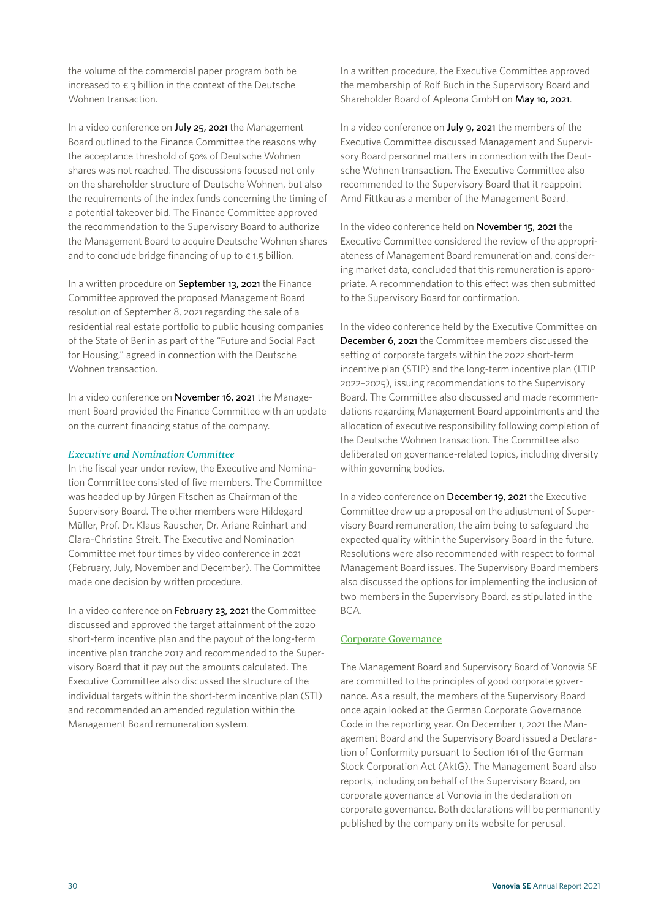the volume of the commercial paper program both be increased to € 3 billion in the context of the Deutsche Wohnen transaction.

In a video conference on **July 25, 2021** the Management Board outlined to the Finance Committee the reasons why the acceptance threshold of 50% of Deutsche Wohnen shares was not reached. The discussions focused not only on the shareholder structure of Deutsche Wohnen, but also the requirements of the index funds concerning the timing of a potential takeover bid. The Finance Committee approved the recommendation to the Supervisory Board to authorize the Management Board to acquire Deutsche Wohnen shares and to conclude bridge financing of up to € 1.5 billion.

In a written procedure on **September 13, 2021** the Finance Committee approved the proposed Management Board resolution of September 8, 2021 regarding the sale of a residential real estate portfolio to public housing companies of the State of Berlin as part of the "Future and Social Pact for Housing," agreed in connection with the Deutsche Wohnen transaction.

In a video conference on **November 16, 2021** the Management Board provided the Finance Committee with an update on the current financing status of the company.

### *Executive and Nomination Committee*

In the fiscal year under review, the Executive and Nomination Committee consisted of five members. The Committee was headed up by Jürgen Fitschen as Chairman of the Supervisory Board. The other members were Hildegard Müller, Prof. Dr. Klaus Rauscher, Dr. Ariane Reinhart and Clara-Christina Streit. The Executive and Nomination Committee met four times by video conference in 2021 (February, July, November and December). The Committee made one decision by written procedure.

In a video conference on **February 23, 2021** the Committee discussed and approved the target attainment of the 2020 short-term incentive plan and the payout of the long-term incentive plan tranche 2017 and recommended to the Supervisory Board that it pay out the amounts calculated. The Executive Committee also discussed the structure of the individual targets within the short-term incentive plan (STI) and recommended an amended regulation within the Management Board remuneration system.

In a written procedure, the Executive Committee approved the membership of Rolf Buch in the Supervisory Board and Shareholder Board of Apleona GmbH on **May 10, 2021**.

In a video conference on **July 9, 2021** the members of the Executive Committee discussed Management and Supervisory Board personnel matters in connection with the Deutsche Wohnen transaction. The Executive Committee also recommended to the Supervisory Board that it reappoint Arnd Fittkau as a member of the Management Board.

In the video conference held on **November 15, 2021** the Executive Committee considered the review of the appropriateness of Management Board remuneration and, considering market data, concluded that this remuneration is appropriate. A recommendation to this effect was then submitted to the Supervisory Board for confirmation.

In the video conference held by the Executive Committee on **December 6, 2021** the Committee members discussed the setting of corporate targets within the 2022 short-term incentive plan (STIP) and the long-term incentive plan (LTIP 2022–2025), issuing recommendations to the Supervisory Board. The Committee also discussed and made recommendations regarding Management Board appointments and the allocation of executive responsibility following completion of the Deutsche Wohnen transaction. The Committee also deliberated on governance-related topics, including diversity within governing bodies.

In a video conference on **December 19, 2021** the Executive Committee drew up a proposal on the adjustment of Supervisory Board remuneration, the aim being to safeguard the expected quality within the Supervisory Board in the future. Resolutions were also recommended with respect to formal Management Board issues. The Supervisory Board members also discussed the options for implementing the inclusion of two members in the Supervisory Board, as stipulated in the BCA.

## Corporate Governance

The Management Board and Supervisory Board of Vonovia SE are committed to the principles of good corporate governance. As a result, the members of the Supervisory Board once again looked at the German Corporate Governance Code in the reporting year. On December 1, 2021 the Management Board and the Supervisory Board issued a Declaration of Conformity pursuant to Section 161 of the German Stock Corporation Act (AktG). The Management Board also reports, including on behalf of the Supervisory Board, on corporate governance at Vonovia in the declaration on corporate governance. Both declarations will be permanently published by the company on its website for perusal.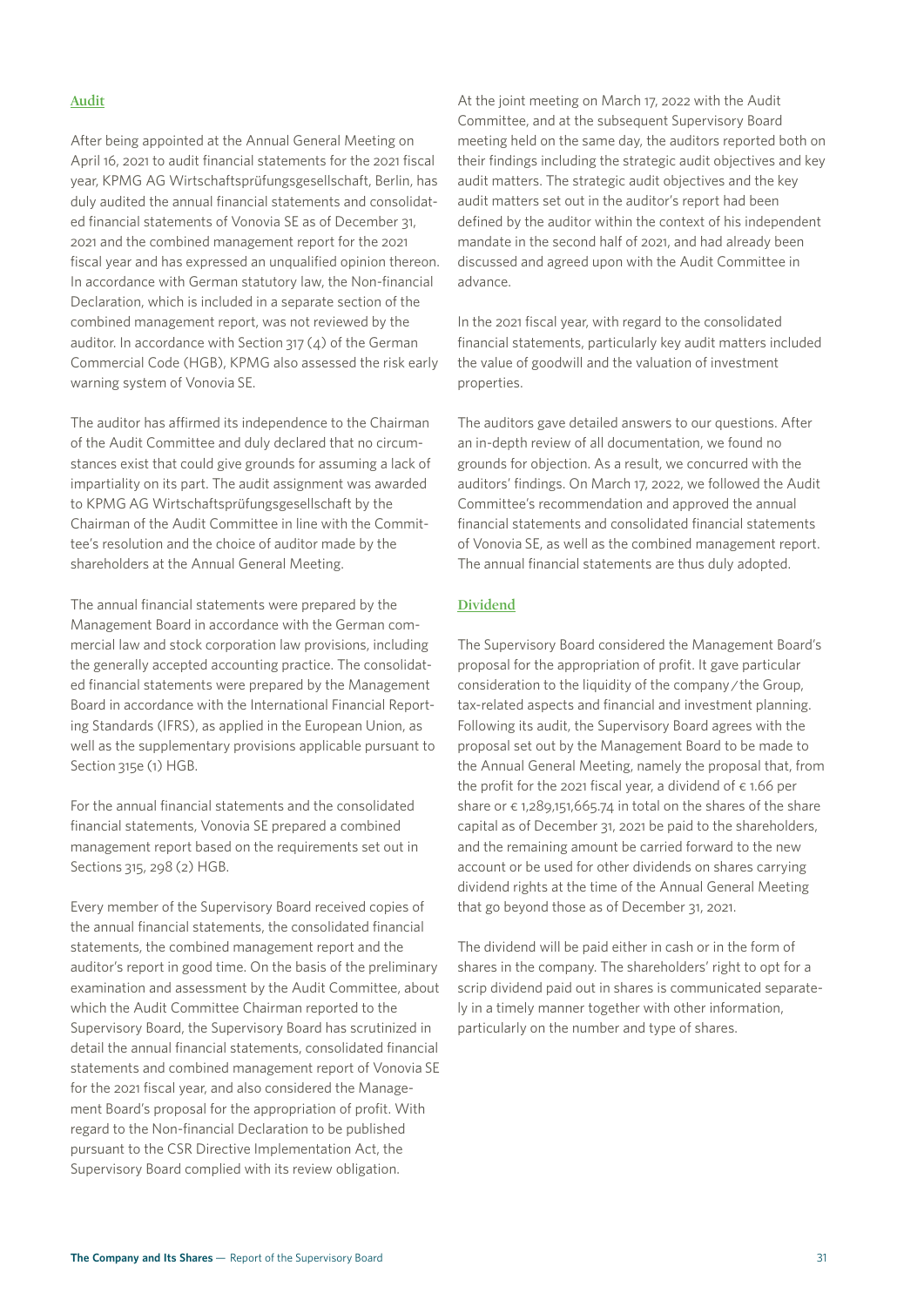## Audit

After being appointed at the Annual General Meeting on April 16, 2021 to audit financial statements for the 2021 fiscal year, KPMG AG Wirtschaftsprüfungsgesellschaft, Berlin, has duly audited the annual financial statements and consolidated financial statements of Vonovia SE as of December 31, 2021 and the combined management report for the 2021 fiscal year and has expressed an unqualified opinion thereon. In accordance with German statutory law, the Non-financial Declaration, which is included in a separate section of the combined management report, was not reviewed by the auditor. In accordance with Section 317 (4) of the German Commercial Code (HGB), KPMG also assessed the risk early warning system of Vonovia SE.

The auditor has affirmed its independence to the Chairman of the Audit Committee and duly declared that no circumstances exist that could give grounds for assuming a lack of impartiality on its part. The audit assignment was awarded to KPMG AG Wirtschaftsprüfungsgesellschaft by the Chairman of the Audit Committee in line with the Committee's resolution and the choice of auditor made by the shareholders at the Annual General Meeting.

The annual financial statements were prepared by the Management Board in accordance with the German commercial law and stock corporation law provisions, including the generally accepted accounting practice. The consolidated financial statements were prepared by the Management Board in accordance with the International Financial Reporting Standards (IFRS), as applied in the European Union, as well as the supplementary provisions applicable pursuant to Section 315e (1) HGB.

For the annual financial statements and the consolidated financial statements, Vonovia SE prepared a combined management report based on the requirements set out in Sections 315, 298 (2) HGB.

Every member of the Supervisory Board received copies of the annual financial statements, the consolidated financial statements, the combined management report and the auditor's report in good time. On the basis of the preliminary examination and assessment by the Audit Committee, about which the Audit Committee Chairman reported to the Supervisory Board, the Supervisory Board has scrutinized in detail the annual financial statements, consolidated financial statements and combined management report of Vonovia SE for the 2021 fiscal year, and also considered the Management Board's proposal for the appropriation of profit. With regard to the Non-financial Declaration to be published pursuant to the CSR Directive Implementation Act, the Supervisory Board complied with its review obligation.

At the joint meeting on March 17, 2022 with the Audit Committee, and at the subsequent Supervisory Board meeting held on the same day, the auditors reported both on their findings including the strategic audit objectives and key audit matters. The strategic audit objectives and the key audit matters set out in the auditor's report had been defined by the auditor within the context of his independent mandate in the second half of 2021, and had already been discussed and agreed upon with the Audit Committee in advance.

In the 2021 fiscal year, with regard to the consolidated financial statements, particularly key audit matters included the value of goodwill and the valuation of investment properties.

The auditors gave detailed answers to our questions. After an in-depth review of all documentation, we found no grounds for objection. As a result, we concurred with the auditors' findings. On March 17, 2022, we followed the Audit Committee's recommendation and approved the annual financial statements and consolidated financial statements of Vonovia SE, as well as the combined management report. The annual financial statements are thus duly adopted.

## Dividend

The Supervisory Board considered the Management Board's proposal for the appropriation of profit. It gave particular consideration to the liquidity of the company / the Group, tax-related aspects and financial and investment planning. Following its audit, the Supervisory Board agrees with the proposal set out by the Management Board to be made to the Annual General Meeting, namely the proposal that, from the profit for the 2021 fiscal year, a dividend of € 1.66 per share or € 1,289,151,665.74 in total on the shares of the share capital as of December 31, 2021 be paid to the shareholders, and the remaining amount be carried forward to the new account or be used for other dividends on shares carrying dividend rights at the time of the Annual General Meeting that go beyond those as of December 31, 2021.

The dividend will be paid either in cash or in the form of shares in the company. The shareholders' right to opt for a scrip dividend paid out in shares is communicated separately in a timely manner together with other information, particularly on the number and type of shares.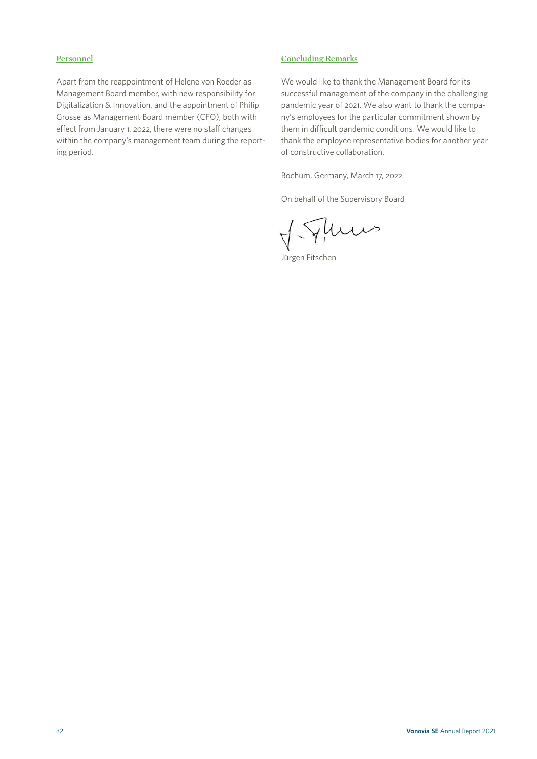### Personnel

Apart from the reappointment of Helene von Roeder as Management Board member, with new responsibility for Digitalization & Innovation, and the appointment of Philip Grosse as Management Board member (CFO), both with effect from January 1, 2022, there were no staff changes within the company's management team during the reporting period.

### Concluding Remarks

We would like to thank the Management Board for its successful management of the company in the challenging pandemic year of 2021. We also want to thank the company's employees for the particular commitment shown by them in difficult pandemic conditions. We would like to thank the employee representative bodies for another year of constructive collaboration.

Bochum, Germany, March 17, 2022

On behalf of the Supervisory Board

Jürgen Fitschen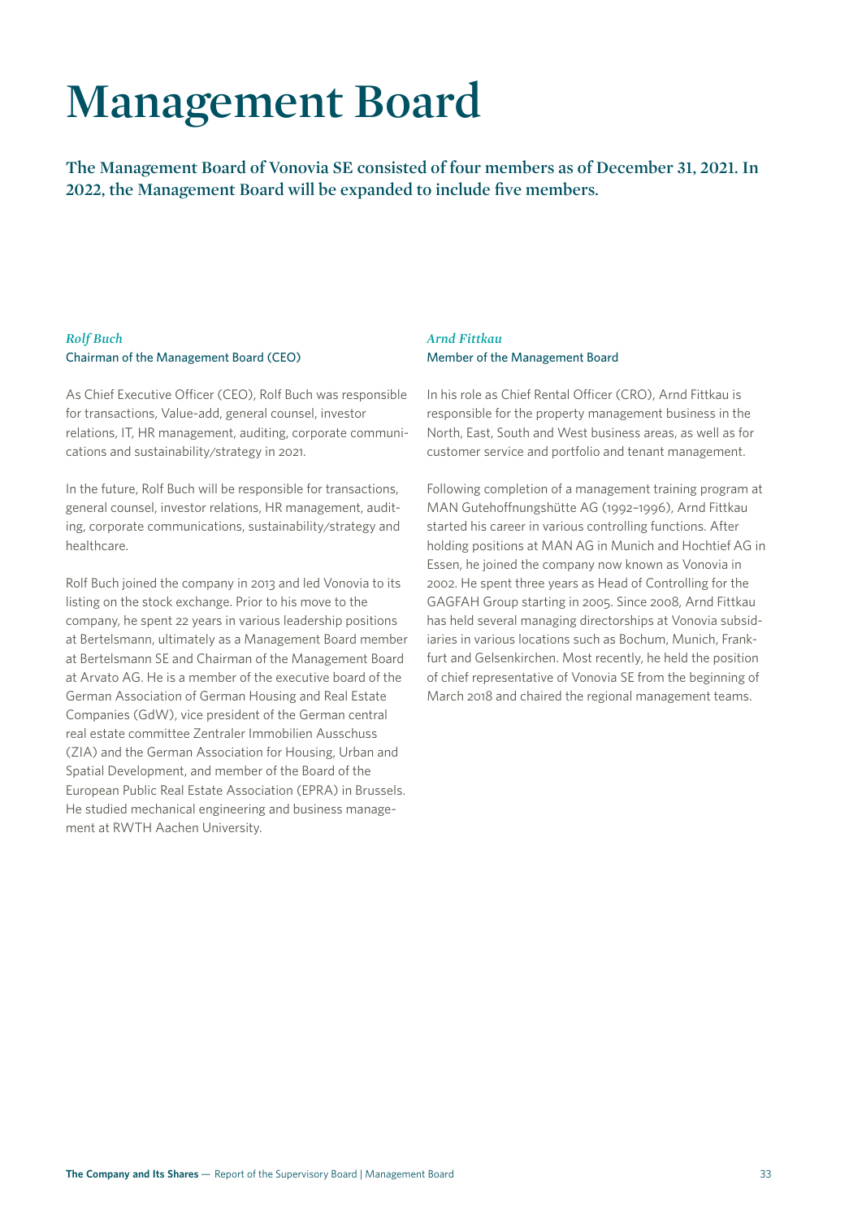# Management Board

**The Management Board of Vonovia SE consisted of four members as of December 31, 2021. In 2022, the Management Board will be expanded to include five members.**

*Rolf Buch*
Chairman of the Management Board (CEO)

As Chief Executive Officer (CEO), Rolf Buch was responsible for transactions, Value-add, general counsel, investor relations, IT, HR management, auditing, corporate communications and sustainability/strategy in 2021.

In the future, Rolf Buch will be responsible for transactions, general counsel, investor relations, HR management, auditing, corporate communications, sustainability/strategy and healthcare.

Rolf Buch joined the company in 2013 and led Vonovia to its listing on the stock exchange. Prior to his move to the company, he spent 22 years in various leadership positions at Bertelsmann, ultimately as a Management Board member at Bertelsmann SE and Chairman of the Management Board at Arvato AG. He is a member of the executive board of the German Association of German Housing and Real Estate Companies (GdW), vice president of the German central real estate committee Zentraler Immobilien Ausschuss (ZIA) and the German Association for Housing, Urban and Spatial Development, and member of the Board of the European Public Real Estate Association (EPRA) in Brussels. He studied mechanical engineering and business management at RWTH Aachen University.

*Arnd Fittkau*
Member of the Management Board

In his role as Chief Rental Officer (CRO), Arnd Fittkau is responsible for the property management business in the North, East, South and West business areas, as well as for customer service and portfolio and tenant management.

Following completion of a management training program at MAN Gutehoffnungshütte AG (1992–1996), Arnd Fittkau started his career in various controlling functions. After holding positions at MAN AG in Munich and Hochtief AG in Essen, he joined the company now known as Vonovia in 2002. He spent three years as Head of Controlling for the GAGFAH Group starting in 2005. Since 2008, Arnd Fittkau has held several managing directorships at Vonovia subsidiaries in various locations such as Bochum, Munich, Frankfurt and Gelsenkirchen. Most recently, he held the position of chief representative of Vonovia SE from the beginning of March 2018 and chaired the regional management teams.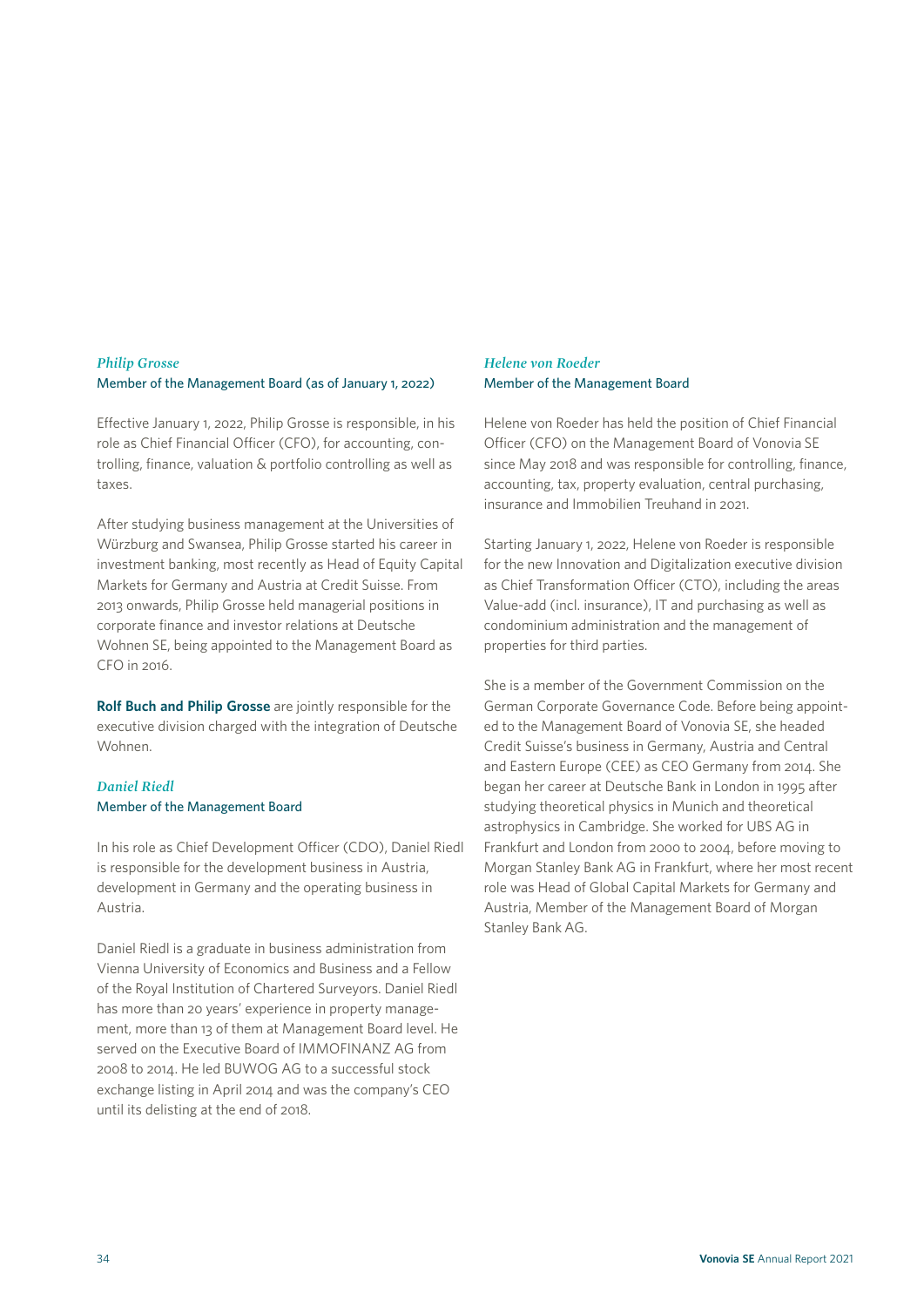### *Philip Grosse*

Member of the Management Board (as of January 1, 2022)

Effective January 1, 2022, Philip Grosse is responsible, in his role as Chief Financial Officer (CFO), for accounting, controlling, finance, valuation & portfolio controlling as well as taxes.

After studying business management at the Universities of Würzburg and Swansea, Philip Grosse started his career in investment banking, most recently as Head of Equity Capital Markets for Germany and Austria at Credit Suisse. From 2013 onwards, Philip Grosse held managerial positions in corporate finance and investor relations at Deutsche Wohnen SE, being appointed to the Management Board as CFO in 2016.

**Rolf Buch and Philip Grosse** are jointly responsible for the executive division charged with the integration of Deutsche Wohnen.

### *Daniel Riedl*

Member of the Management Board

In his role as Chief Development Officer (CDO), Daniel Riedl is responsible for the development business in Austria, development in Germany and the operating business in Austria.

Daniel Riedl is a graduate in business administration from Vienna University of Economics and Business and a Fellow of the Royal Institution of Chartered Surveyors. Daniel Riedl has more than 20 years' experience in property management, more than 13 of them at Management Board level. He served on the Executive Board of IMMOFINANZ AG from 2008 to 2014. He led BUWOG AG to a successful stock exchange listing in April 2014 and was the company's CEO until its delisting at the end of 2018.

### *Helene von Roeder*

Member of the Management Board

Helene von Roeder has held the position of Chief Financial Officer (CFO) on the Management Board of Vonovia SE since May 2018 and was responsible for controlling, finance, accounting, tax, property evaluation, central purchasing, insurance and Immobilien Treuhand in 2021.

Starting January 1, 2022, Helene von Roeder is responsible for the new Innovation and Digitalization executive division as Chief Transformation Officer (CTO), including the areas Value-add (incl. insurance), IT and purchasing as well as condominium administration and the management of properties for third parties.

She is a member of the Government Commission on the German Corporate Governance Code. Before being appointed to the Management Board of Vonovia SE, she headed Credit Suisse's business in Germany, Austria and Central and Eastern Europe (CEE) as CEO Germany from 2014. She began her career at Deutsche Bank in London in 1995 after studying theoretical physics in Munich and theoretical astrophysics in Cambridge. She worked for UBS AG in Frankfurt and London from 2000 to 2004, before moving to Morgan Stanley Bank AG in Frankfurt, where her most recent role was Head of Global Capital Markets for Germany and Austria, Member of the Management Board of Morgan Stanley Bank AG.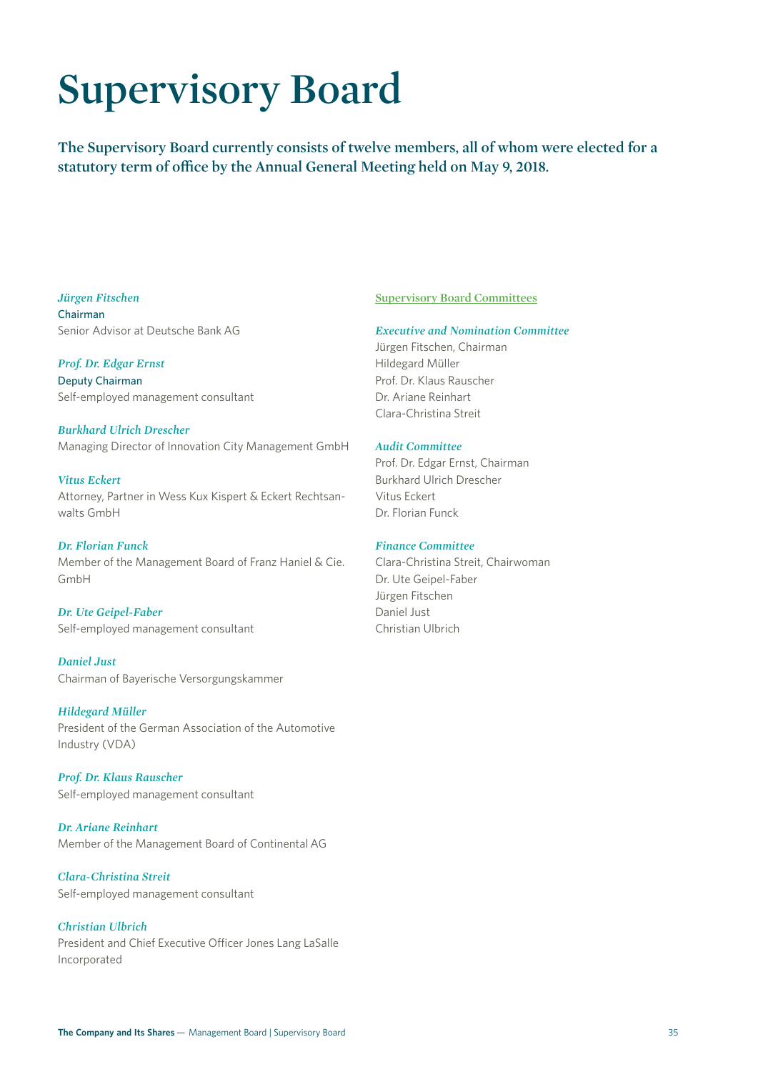# Supervisory Board

**The Supervisory Board currently consists of twelve members, all of whom were elected for a statutory term of office by the Annual General Meeting held on May 9, 2018.**

***Jürgen Fitschen***
Chairman
Senior Advisor at Deutsche Bank AG

***Prof. Dr. Edgar Ernst***
Deputy Chairman
Self-employed management consultant

***Burkhard Ulrich Drescher***
Managing Director of Innovation City Management GmbH

***Vitus Eckert***
Attorney, Partner in Wess Kux Kispert & Eckert Rechtsanwalts GmbH

***Dr. Florian Funck***
Member of the Management Board of Franz Haniel & Cie. GmbH

***Dr. Ute Geipel-Faber***
Self-employed management consultant

***Daniel Just***
Chairman of Bayerische Versorgungskammer

***Hildegard Müller***
President of the German Association of the Automotive Industry (VDA)

***Prof. Dr. Klaus Rauscher***
Self-employed management consultant

***Dr. Ariane Reinhart***
Member of the Management Board of Continental AG

***Clara-Christina Streit***
Self-employed management consultant

***Christian Ulbrich***
President and Chief Executive Officer Jones Lang LaSalle Incorporated

## Supervisory Board Committees

***Executive and Nomination Committee***
Jürgen Fitschen, Chairman
Hildegard Müller
Prof. Dr. Klaus Rauscher
Dr. Ariane Reinhart
Clara-Christina Streit

***Audit Committee***
Prof. Dr. Edgar Ernst, Chairman
Burkhard Ulrich Drescher
Vitus Eckert
Dr. Florian Funck

***Finance Committee***
Clara-Christina Streit, Chairwoman
Dr. Ute Geipel-Faber
Jürgen Fitschen
Daniel Just
Christian Ulbrich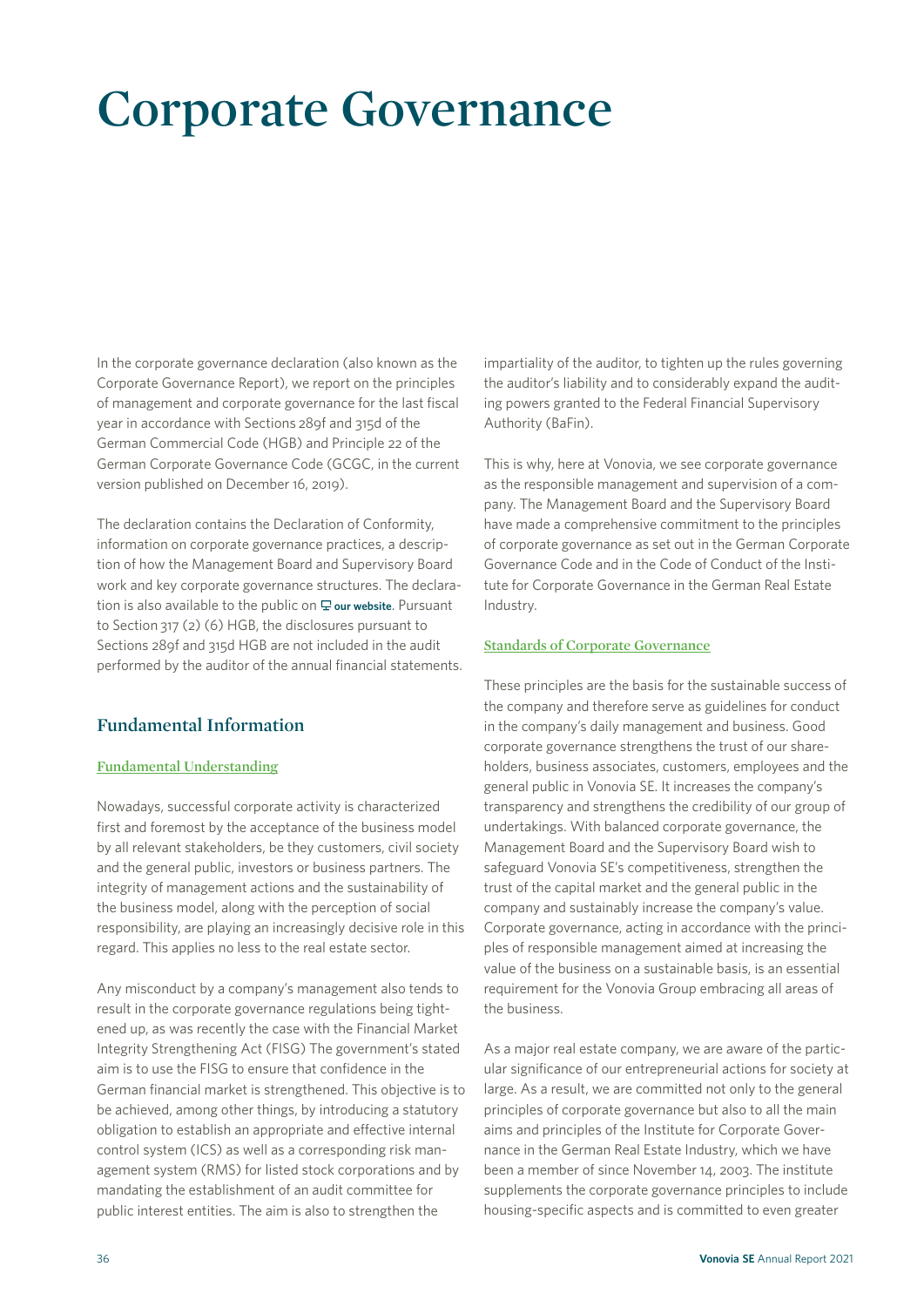# Corporate Governance

In the corporate governance declaration (also known as the Corporate Governance Report), we report on the principles of management and corporate governance for the last fiscal year in accordance with Sections 289f and 315d of the German Commercial Code (HGB) and Principle 22 of the German Corporate Governance Code (GCGC, in the current version published on December 16, 2019).

The declaration contains the Declaration of Conformity, information on corporate governance practices, a description of how the Management Board and Supervisory Board work and key corporate governance structures. The declaration is also available to the public on **our website**. Pursuant to Section 317 (2) (6) HGB, the disclosures pursuant to Sections 289f and 315d HGB are not included in the audit performed by the auditor of the annual financial statements.

## Fundamental Information

### Fundamental Understanding

Nowadays, successful corporate activity is characterized first and foremost by the acceptance of the business model by all relevant stakeholders, be they customers, civil society and the general public, investors or business partners. The integrity of management actions and the sustainability of the business model, along with the perception of social responsibility, are playing an increasingly decisive role in this regard. This applies no less to the real estate sector.

Any misconduct by a company's management also tends to result in the corporate governance regulations being tightened up, as was recently the case with the Financial Market Integrity Strengthening Act (FISG) The government's stated aim is to use the FISG to ensure that confidence in the German financial market is strengthened. This objective is to be achieved, among other things, by introducing a statutory obligation to establish an appropriate and effective internal control system (ICS) as well as a corresponding risk management system (RMS) for listed stock corporations and by mandating the establishment of an audit committee for public interest entities. The aim is also to strengthen the impartiality of the auditor, to tighten up the rules governing the auditor's liability and to considerably expand the auditing powers granted to the Federal Financial Supervisory Authority (BaFin).

This is why, here at Vonovia, we see corporate governance as the responsible management and supervision of a company. The Management Board and the Supervisory Board have made a comprehensive commitment to the principles of corporate governance as set out in the German Corporate Governance Code and in the Code of Conduct of the Institute for Corporate Governance in the German Real Estate Industry.

### Standards of Corporate Governance

These principles are the basis for the sustainable success of the company and therefore serve as guidelines for conduct in the company's daily management and business. Good corporate governance strengthens the trust of our shareholders, business associates, customers, employees and the general public in Vonovia SE. It increases the company's transparency and strengthens the credibility of our group of undertakings. With balanced corporate governance, the Management Board and the Supervisory Board wish to safeguard Vonovia SE's competitiveness, strengthen the trust of the capital market and the general public in the company and sustainably increase the company's value. Corporate governance, acting in accordance with the principles of responsible management aimed at increasing the value of the business on a sustainable basis, is an essential requirement for the Vonovia Group embracing all areas of the business.

As a major real estate company, we are aware of the particular significance of our entrepreneurial actions for society at large. As a result, we are committed not only to the general principles of corporate governance but also to all the main aims and principles of the Institute for Corporate Governance in the German Real Estate Industry, which we have been a member of since November 14, 2003. The institute supplements the corporate governance principles to include housing-specific aspects and is committed to even greater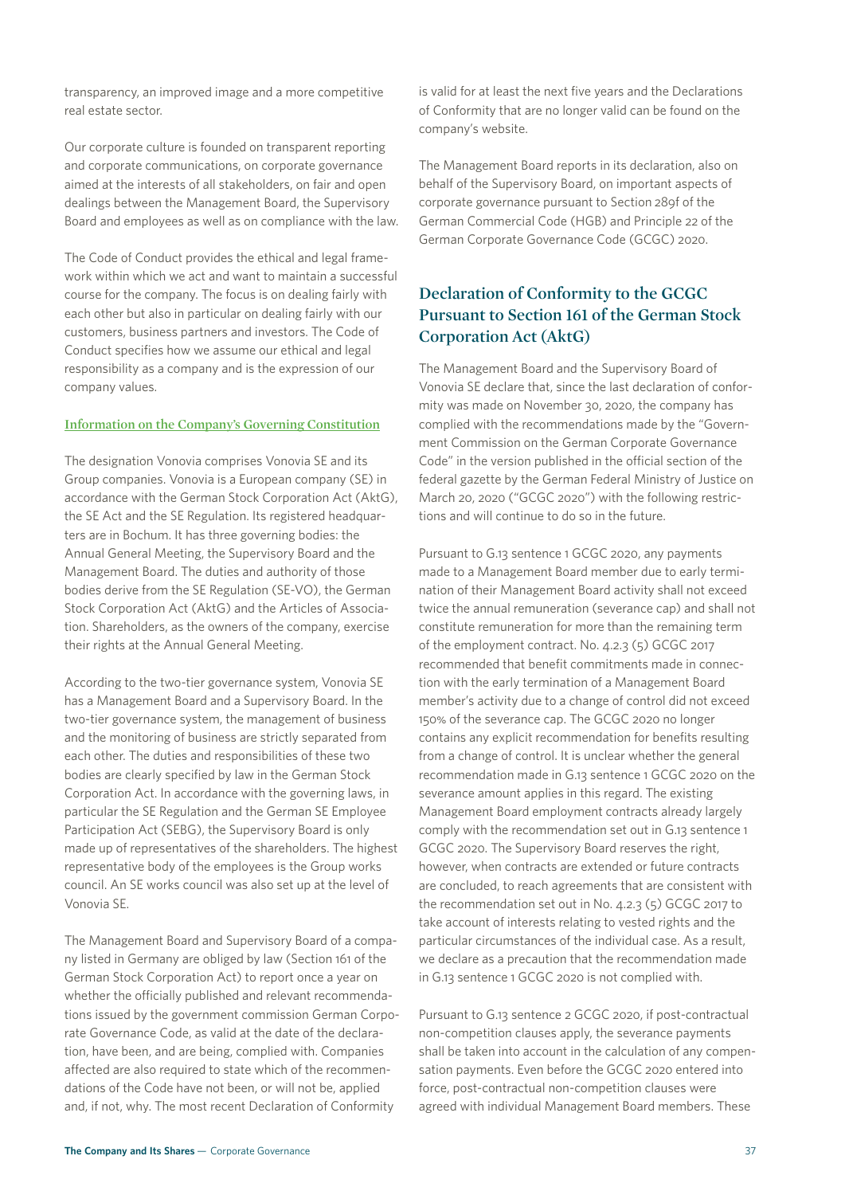transparency, an improved image and a more competitive real estate sector.

Our corporate culture is founded on transparent reporting and corporate communications, on corporate governance aimed at the interests of all stakeholders, on fair and open dealings between the Management Board, the Supervisory Board and employees as well as on compliance with the law.

The Code of Conduct provides the ethical and legal framework within which we act and want to maintain a successful course for the company. The focus is on dealing fairly with each other but also in particular on dealing fairly with our customers, business partners and investors. The Code of Conduct specifies how we assume our ethical and legal responsibility as a company and is the expression of our company values.

#### Information on the Company's Governing Constitution

The designation Vonovia comprises Vonovia SE and its Group companies. Vonovia is a European company (SE) in accordance with the German Stock Corporation Act (AktG), the SE Act and the SE Regulation. Its registered headquarters are in Bochum. It has three governing bodies: the Annual General Meeting, the Supervisory Board and the Management Board. The duties and authority of those bodies derive from the SE Regulation (SE-VO), the German Stock Corporation Act (AktG) and the Articles of Association. Shareholders, as the owners of the company, exercise their rights at the Annual General Meeting.

According to the two-tier governance system, Vonovia SE has a Management Board and a Supervisory Board. In the two-tier governance system, the management of business and the monitoring of business are strictly separated from each other. The duties and responsibilities of these two bodies are clearly specified by law in the German Stock Corporation Act. In accordance with the governing laws, in particular the SE Regulation and the German SE Employee Participation Act (SEBG), the Supervisory Board is only made up of representatives of the shareholders. The highest representative body of the employees is the Group works council. An SE works council was also set up at the level of Vonovia SE.

The Management Board and Supervisory Board of a company listed in Germany are obliged by law (Section 161 of the German Stock Corporation Act) to report once a year on whether the officially published and relevant recommendations issued by the government commission German Corporate Governance Code, as valid at the date of the declaration, have been, and are being, complied with. Companies affected are also required to state which of the recommendations of the Code have not been, or will not be, applied and, if not, why. The most recent Declaration of Conformity is valid for at least the next five years and the Declarations of Conformity that are no longer valid can be found on the company's website.

The Management Board reports in its declaration, also on behalf of the Supervisory Board, on important aspects of corporate governance pursuant to Section 289f of the German Commercial Code (HGB) and Principle 22 of the German Corporate Governance Code (GCGC) 2020.

## Declaration of Conformity to the GCGC Pursuant to Section 161 of the German Stock Corporation Act (AktG)

The Management Board and the Supervisory Board of Vonovia SE declare that, since the last declaration of conformity was made on November 30, 2020, the company has complied with the recommendations made by the "Government Commission on the German Corporate Governance Code" in the version published in the official section of the federal gazette by the German Federal Ministry of Justice on March 20, 2020 ("GCGC 2020") with the following restrictions and will continue to do so in the future.

Pursuant to G.13 sentence 1 GCGC 2020, any payments made to a Management Board member due to early termination of their Management Board activity shall not exceed twice the annual remuneration (severance cap) and shall not constitute remuneration for more than the remaining term of the employment contract. No. 4.2.3 (5) GCGC 2017 recommended that benefit commitments made in connection with the early termination of a Management Board member's activity due to a change of control did not exceed 150% of the severance cap. The GCGC 2020 no longer contains any explicit recommendation for benefits resulting from a change of control. It is unclear whether the general recommendation made in G.13 sentence 1 GCGC 2020 on the severance amount applies in this regard. The existing Management Board employment contracts already largely comply with the recommendation set out in G.13 sentence 1 GCGC 2020. The Supervisory Board reserves the right, however, when contracts are extended or future contracts are concluded, to reach agreements that are consistent with the recommendation set out in No. 4.2.3 (5) GCGC 2017 to take account of interests relating to vested rights and the particular circumstances of the individual case. As a result, we declare as a precaution that the recommendation made in G.13 sentence 1 GCGC 2020 is not complied with.

Pursuant to G.13 sentence 2 GCGC 2020, if post-contractual non-competition clauses apply, the severance payments shall be taken into account in the calculation of any compensation payments. Even before the GCGC 2020 entered into force, post-contractual non-competition clauses were agreed with individual Management Board members. These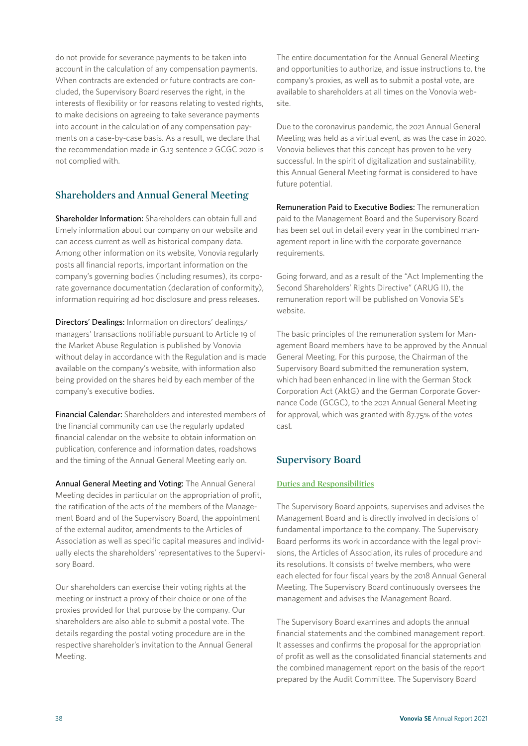do not provide for severance payments to be taken into account in the calculation of any compensation payments. When contracts are extended or future contracts are concluded, the Supervisory Board reserves the right, in the interests of flexibility or for reasons relating to vested rights, to make decisions on agreeing to take severance payments into account in the calculation of any compensation payments on a case-by-case basis. As a result, we declare that the recommendation made in G.13 sentence 2 GCGC 2020 is not complied with.

## Shareholders and Annual General Meeting

**Shareholder Information:** Shareholders can obtain full and timely information about our company on our website and can access current as well as historical company data. Among other information on its website, Vonovia regularly posts all financial reports, important information on the company's governing bodies (including resumes), its corporate governance documentation (declaration of conformity), information requiring ad hoc disclosure and press releases.

**Directors' Dealings:** Information on directors' dealings/managers' transactions notifiable pursuant to Article 19 of the Market Abuse Regulation is published by Vonovia without delay in accordance with the Regulation and is made available on the company's website, with information also being provided on the shares held by each member of the company's executive bodies.

**Financial Calendar:** Shareholders and interested members of the financial community can use the regularly updated financial calendar on the website to obtain information on publication, conference and information dates, roadshows and the timing of the Annual General Meeting early on.

**Annual General Meeting and Voting:** The Annual General Meeting decides in particular on the appropriation of profit, the ratification of the acts of the members of the Management Board and of the Supervisory Board, the appointment of the external auditor, amendments to the Articles of Association as well as specific capital measures and individually elects the shareholders' representatives to the Supervisory Board.

Our shareholders can exercise their voting rights at the meeting or instruct a proxy of their choice or one of the proxies provided for that purpose by the company. Our shareholders are also able to submit a postal vote. The details regarding the postal voting procedure are in the respective shareholder's invitation to the Annual General Meeting.

The entire documentation for the Annual General Meeting and opportunities to authorize, and issue instructions to, the company's proxies, as well as to submit a postal vote, are available to shareholders at all times on the Vonovia website.

Due to the coronavirus pandemic, the 2021 Annual General Meeting was held as a virtual event, as was the case in 2020. Vonovia believes that this concept has proven to be very successful. In the spirit of digitalization and sustainability, this Annual General Meeting format is considered to have future potential.

**Remuneration Paid to Executive Bodies:** The remuneration paid to the Management Board and the Supervisory Board has been set out in detail every year in the combined management report in line with the corporate governance requirements.

Going forward, and as a result of the "Act Implementing the Second Shareholders' Rights Directive" (ARUG II), the remuneration report will be published on Vonovia SE's website.

The basic principles of the remuneration system for Management Board members have to be approved by the Annual General Meeting. For this purpose, the Chairman of the Supervisory Board submitted the remuneration system, which had been enhanced in line with the German Stock Corporation Act (AktG) and the German Corporate Governance Code (GCGC), to the 2021 Annual General Meeting for approval, which was granted with 87.75% of the votes cast.

## Supervisory Board

### Duties and Responsibilities

The Supervisory Board appoints, supervises and advises the Management Board and is directly involved in decisions of fundamental importance to the company. The Supervisory Board performs its work in accordance with the legal provisions, the Articles of Association, its rules of procedure and its resolutions. It consists of twelve members, who were each elected for four fiscal years by the 2018 Annual General Meeting. The Supervisory Board continuously oversees the management and advises the Management Board.

The Supervisory Board examines and adopts the annual financial statements and the combined management report. It assesses and confirms the proposal for the appropriation of profit as well as the consolidated financial statements and the combined management report on the basis of the report prepared by the Audit Committee. The Supervisory Board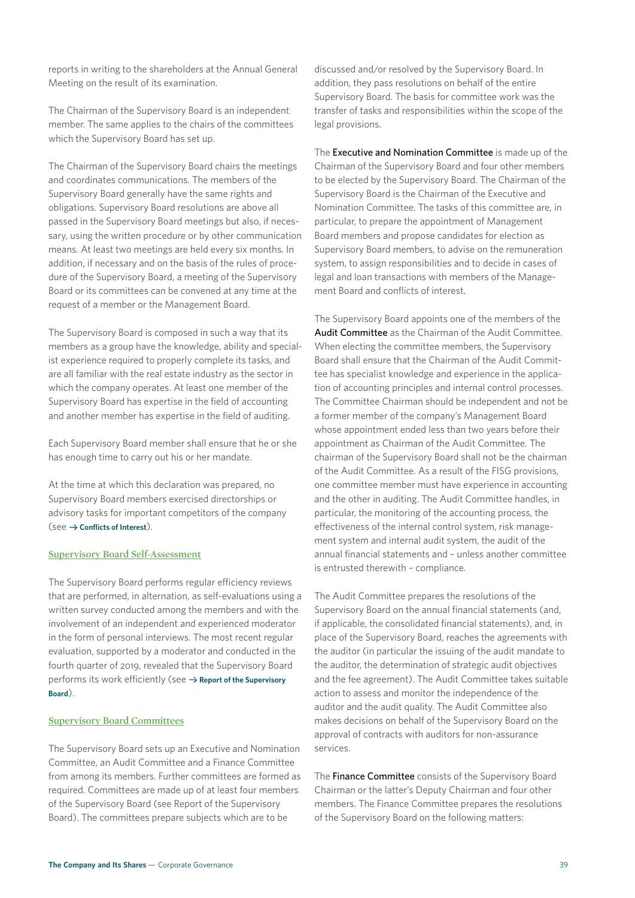reports in writing to the shareholders at the Annual General Meeting on the result of its examination.

The Chairman of the Supervisory Board is an independent member. The same applies to the chairs of the committees which the Supervisory Board has set up.

The Chairman of the Supervisory Board chairs the meetings and coordinates communications. The members of the Supervisory Board generally have the same rights and obligations. Supervisory Board resolutions are above all passed in the Supervisory Board meetings but also, if necessary, using the written procedure or by other communication means. At least two meetings are held every six months. In addition, if necessary and on the basis of the rules of procedure of the Supervisory Board, a meeting of the Supervisory Board or its committees can be convened at any time at the request of a member or the Management Board.

The Supervisory Board is composed in such a way that its members as a group have the knowledge, ability and specialist experience required to properly complete its tasks, and are all familiar with the real estate industry as the sector in which the company operates. At least one member of the Supervisory Board has expertise in the field of accounting and another member has expertise in the field of auditing.

Each Supervisory Board member shall ensure that he or she has enough time to carry out his or her mandate.

At the time at which this declaration was prepared, no Supervisory Board members exercised directorships or advisory tasks for important competitors of the company (see → **Conflicts of Interest**).

### Supervisory Board Self-Assessment

The Supervisory Board performs regular efficiency reviews that are performed, in alternation, as self-evaluations using a written survey conducted among the members and with the involvement of an independent and experienced moderator in the form of personal interviews. The most recent regular evaluation, supported by a moderator and conducted in the fourth quarter of 2019, revealed that the Supervisory Board performs its work efficiently (see → **Report of the Supervisory Board**).

### Supervisory Board Committees

The Supervisory Board sets up an Executive and Nomination Committee, an Audit Committee and a Finance Committee from among its members. Further committees are formed as required. Committees are made up of at least four members of the Supervisory Board (see Report of the Supervisory Board). The committees prepare subjects which are to be discussed and/or resolved by the Supervisory Board. In addition, they pass resolutions on behalf of the entire Supervisory Board. The basis for committee work was the transfer of tasks and responsibilities within the scope of the legal provisions.

The **Executive and Nomination Committee** is made up of the Chairman of the Supervisory Board and four other members to be elected by the Supervisory Board. The Chairman of the Supervisory Board is the Chairman of the Executive and Nomination Committee. The tasks of this committee are, in particular, to prepare the appointment of Management Board members and propose candidates for election as Supervisory Board members, to advise on the remuneration system, to assign responsibilities and to decide in cases of legal and loan transactions with members of the Management Board and conflicts of interest.

The Supervisory Board appoints one of the members of the **Audit Committee** as the Chairman of the Audit Committee. When electing the committee members, the Supervisory Board shall ensure that the Chairman of the Audit Committee has specialist knowledge and experience in the application of accounting principles and internal control processes. The Committee Chairman should be independent and not be a former member of the company's Management Board whose appointment ended less than two years before their appointment as Chairman of the Audit Committee. The chairman of the Supervisory Board shall not be the chairman of the Audit Committee. As a result of the FISG provisions, one committee member must have experience in accounting and the other in auditing. The Audit Committee handles, in particular, the monitoring of the accounting process, the effectiveness of the internal control system, risk management system and internal audit system, the audit of the annual financial statements and – unless another committee is entrusted therewith – compliance.

The Audit Committee prepares the resolutions of the Supervisory Board on the annual financial statements (and, if applicable, the consolidated financial statements), and, in place of the Supervisory Board, reaches the agreements with the auditor (in particular the issuing of the audit mandate to the auditor, the determination of strategic audit objectives and the fee agreement). The Audit Committee takes suitable action to assess and monitor the independence of the auditor and the audit quality. The Audit Committee also makes decisions on behalf of the Supervisory Board on the approval of contracts with auditors for non-assurance services.

The **Finance Committee** consists of the Supervisory Board Chairman or the latter's Deputy Chairman and four other members. The Finance Committee prepares the resolutions of the Supervisory Board on the following matters: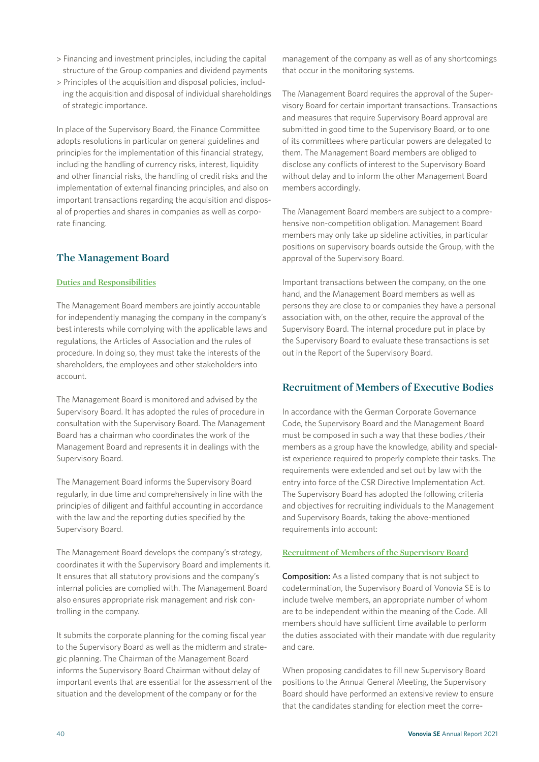- Financing and investment principles, including the capital structure of the Group companies and dividend payments
- Principles of the acquisition and disposal policies, including the acquisition and disposal of individual shareholdings of strategic importance.

In place of the Supervisory Board, the Finance Committee adopts resolutions in particular on general guidelines and principles for the implementation of this financial strategy, including the handling of currency risks, interest, liquidity and other financial risks, the handling of credit risks and the implementation of external financing principles, and also on important transactions regarding the acquisition and disposal of properties and shares in companies as well as corporate financing.

## The Management Board

### Duties and Responsibilities

The Management Board members are jointly accountable for independently managing the company in the company's best interests while complying with the applicable laws and regulations, the Articles of Association and the rules of procedure. In doing so, they must take the interests of the shareholders, the employees and other stakeholders into account.

The Management Board is monitored and advised by the Supervisory Board. It has adopted the rules of procedure in consultation with the Supervisory Board. The Management Board has a chairman who coordinates the work of the Management Board and represents it in dealings with the Supervisory Board.

The Management Board informs the Supervisory Board regularly, in due time and comprehensively in line with the principles of diligent and faithful accounting in accordance with the law and the reporting duties specified by the Supervisory Board.

The Management Board develops the company's strategy, coordinates it with the Supervisory Board and implements it. It ensures that all statutory provisions and the company's internal policies are complied with. The Management Board also ensures appropriate risk management and risk controlling in the company.

It submits the corporate planning for the coming fiscal year to the Supervisory Board as well as the midterm and strategic planning. The Chairman of the Management Board informs the Supervisory Board Chairman without delay of important events that are essential for the assessment of the situation and the development of the company or for the management of the company as well as of any shortcomings that occur in the monitoring systems.

The Management Board requires the approval of the Supervisory Board for certain important transactions. Transactions and measures that require Supervisory Board approval are submitted in good time to the Supervisory Board, or to one of its committees where particular powers are delegated to them. The Management Board members are obliged to disclose any conflicts of interest to the Supervisory Board without delay and to inform the other Management Board members accordingly.

The Management Board members are subject to a comprehensive non-competition obligation. Management Board members may only take up sideline activities, in particular positions on supervisory boards outside the Group, with the approval of the Supervisory Board.

Important transactions between the company, on the one hand, and the Management Board members as well as persons they are close to or companies they have a personal association with, on the other, require the approval of the Supervisory Board. The internal procedure put in place by the Supervisory Board to evaluate these transactions is set out in the Report of the Supervisory Board.

## Recruitment of Members of Executive Bodies

In accordance with the German Corporate Governance Code, the Supervisory Board and the Management Board must be composed in such a way that these bodies / their members as a group have the knowledge, ability and specialist experience required to properly complete their tasks. The requirements were extended and set out by law with the entry into force of the CSR Directive Implementation Act. The Supervisory Board has adopted the following criteria and objectives for recruiting individuals to the Management and Supervisory Boards, taking the above-mentioned requirements into account:

### Recruitment of Members of the Supervisory Board

**Composition:** As a listed company that is not subject to codetermination, the Supervisory Board of Vonovia SE is to include twelve members, an appropriate number of whom are to be independent within the meaning of the Code. All members should have sufficient time available to perform the duties associated with their mandate with due regularity and care.

When proposing candidates to fill new Supervisory Board positions to the Annual General Meeting, the Supervisory Board should have performed an extensive review to ensure that the candidates standing for election meet the corre-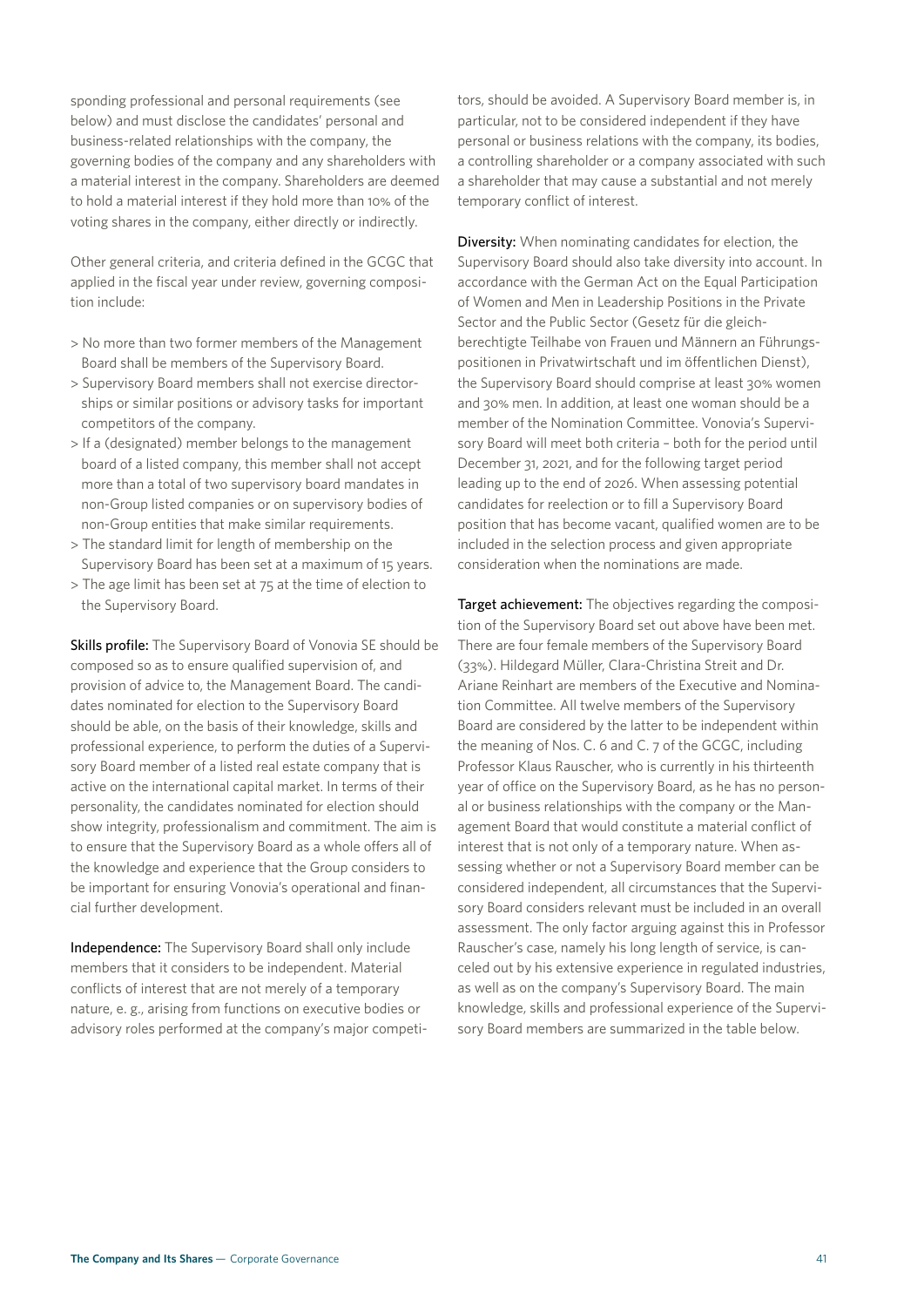sponding professional and personal requirements (see below) and must disclose the candidates' personal and business-related relationships with the company, the governing bodies of the company and any shareholders with a material interest in the company. Shareholders are deemed to hold a material interest if they hold more than 10% of the voting shares in the company, either directly or indirectly.

Other general criteria, and criteria defined in the GCGC that applied in the fiscal year under review, governing composition include:

> No more than two former members of the Management Board shall be members of the Supervisory Board.
> Supervisory Board members shall not exercise directorships or similar positions or advisory tasks for important competitors of the company.
> If a (designated) member belongs to the management board of a listed company, this member shall not accept more than a total of two supervisory board mandates in non-Group listed companies or on supervisory bodies of non-Group entities that make similar requirements.
> The standard limit for length of membership on the Supervisory Board has been set at a maximum of 15 years.
> The age limit has been set at 75 at the time of election to the Supervisory Board.

**Skills profile:** The Supervisory Board of Vonovia SE should be composed so as to ensure qualified supervision of, and provision of advice to, the Management Board. The candidates nominated for election to the Supervisory Board should be able, on the basis of their knowledge, skills and professional experience, to perform the duties of a Supervisory Board member of a listed real estate company that is active on the international capital market. In terms of their personality, the candidates nominated for election should show integrity, professionalism and commitment. The aim is to ensure that the Supervisory Board as a whole offers all of the knowledge and experience that the Group considers to be important for ensuring Vonovia's operational and financial further development.

**Independence:** The Supervisory Board shall only include members that it considers to be independent. Material conflicts of interest that are not merely of a temporary nature, e. g., arising from functions on executive bodies or advisory roles performed at the company's major competitors, should be avoided. A Supervisory Board member is, in particular, not to be considered independent if they have personal or business relations with the company, its bodies, a controlling shareholder or a company associated with such a shareholder that may cause a substantial and not merely temporary conflict of interest.

**Diversity:** When nominating candidates for election, the Supervisory Board should also take diversity into account. In accordance with the German Act on the Equal Participation of Women and Men in Leadership Positions in the Private Sector and the Public Sector (Gesetz für die gleichberechtigte Teilhabe von Frauen und Männern an Führungspositionen in Privatwirtschaft und im öffentlichen Dienst), the Supervisory Board should comprise at least 30% women and 30% men. In addition, at least one woman should be a member of the Nomination Committee. Vonovia's Supervisory Board will meet both criteria – both for the period until December 31, 2021, and for the following target period leading up to the end of 2026. When assessing potential candidates for reelection or to fill a Supervisory Board position that has become vacant, qualified women are to be included in the selection process and given appropriate consideration when the nominations are made.

**Target achievement:** The objectives regarding the composition of the Supervisory Board set out above have been met. There are four female members of the Supervisory Board (33%). Hildegard Müller, Clara-Christina Streit and Dr. Ariane Reinhart are members of the Executive and Nomination Committee. All twelve members of the Supervisory Board are considered by the latter to be independent within the meaning of Nos. C. 6 and C. 7 of the GCGC, including Professor Klaus Rauscher, who is currently in his thirteenth year of office on the Supervisory Board, as he has no personal or business relationships with the company or the Management Board that would constitute a material conflict of interest that is not only of a temporary nature. When assessing whether or not a Supervisory Board member can be considered independent, all circumstances that the Supervisory Board considers relevant must be included in an overall assessment. The only factor arguing against this in Professor Rauscher's case, namely his long length of service, is canceled out by his extensive experience in regulated industries, as well as on the company's Supervisory Board. The main knowledge, skills and professional experience of the Supervisory Board members are summarized in the table below.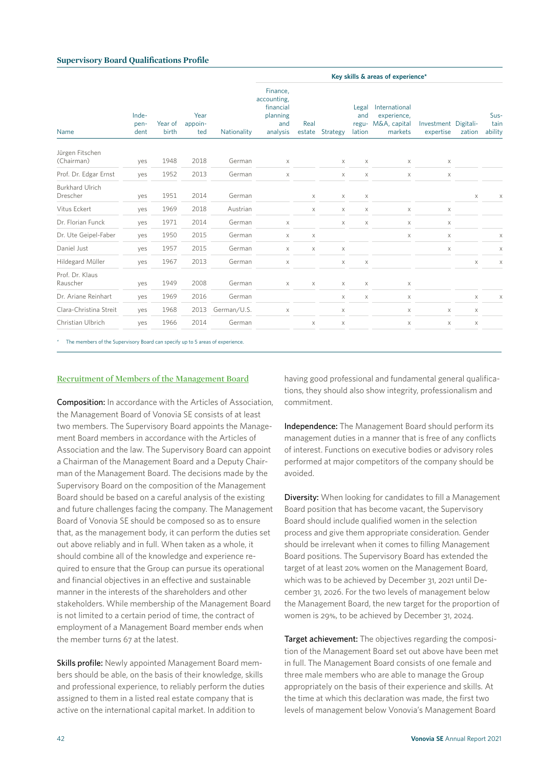**Supervisory Board Qualifications Profile**

| Name | Inde-pen-dent | Year of birth | Year appoin-ted | Nationality | Key skills & areas of experience* | | | | | | | |
|---|---|---|---|---|---|---|---|---|---|---|---|---|
| | | | | | Finance, accounting, financial planning and analysis | Real estate | Strategy | Legal and regu-lation | International experience, M&A, capital markets | Investment expertise | Digitali-zation | Sus-tain ability |
| Jürgen Fitschen (Chairman) | yes | 1948 | 2018 | German | x | | x | x | x | x | | |
| Prof. Dr. Edgar Ernst | yes | 1952 | 2013 | German | x | | x | x | x | x | | |
| Burkhard Ulrich Drescher | yes | 1951 | 2014 | German | | x | x | x | | | x | x |
| Vitus Eckert | yes | 1969 | 2018 | Austrian | | x | x | x | x | x | | |
| Dr. Florian Funck | yes | 1971 | 2014 | German | x | | x | x | x | x | | |
| Dr. Ute Geipel-Faber | yes | 1950 | 2015 | German | x | x | | | x | x | | x |
| Daniel Just | yes | 1957 | 2015 | German | x | x | x | | | x | | x |
| Hildegard Müller | yes | 1967 | 2013 | German | x | | x | x | | | x | x |
| Prof. Dr. Klaus Rauscher | yes | 1949 | 2008 | German | x | x | x | x | x | | | |
| Dr. Ariane Reinhart | yes | 1969 | 2016 | German | | | x | x | x | | x | x |
| Clara-Christina Streit | yes | 1968 | 2013 | German/U.S. | x | | x | | x | x | x | |
| Christian Ulbrich | yes | 1966 | 2014 | German | | x | x | | x | x | x | |

\* The members of the Supervisory Board can specify up to 5 areas of experience.

## Recruitment of Members of the Management Board

**Composition:** In accordance with the Articles of Association, the Management Board of Vonovia SE consists of at least two members. The Supervisory Board appoints the Management Board members in accordance with the Articles of Association and the law. The Supervisory Board can appoint a Chairman of the Management Board and a Deputy Chairman of the Management Board. The decisions made by the Supervisory Board on the composition of the Management Board should be based on a careful analysis of the existing and future challenges facing the company. The Management Board of Vonovia SE should be composed so as to ensure that, as the management body, it can perform the duties set out above reliably and in full. When taken as a whole, it should combine all of the knowledge and experience required to ensure that the Group can pursue its operational and financial objectives in an effective and sustainable manner in the interests of the shareholders and other stakeholders. While membership of the Management Board is not limited to a certain period of time, the contract of employment of a Management Board member ends when the member turns 67 at the latest.

**Skills profile:** Newly appointed Management Board members should be able, on the basis of their knowledge, skills and professional experience, to reliably perform the duties assigned to them in a listed real estate company that is active on the international capital market. In addition to having good professional and fundamental general qualifications, they should also show integrity, professionalism and commitment.

**Independence:** The Management Board should perform its management duties in a manner that is free of any conflicts of interest. Functions on executive bodies or advisory roles performed at major competitors of the company should be avoided.

**Diversity:** When looking for candidates to fill a Management Board position that has become vacant, the Supervisory Board should include qualified women in the selection process and give them appropriate consideration. Gender should be irrelevant when it comes to filling Management Board positions. The Supervisory Board has extended the target of at least 20% women on the Management Board, which was to be achieved by December 31, 2021 until December 31, 2026. For the two levels of management below the Management Board, the new target for the proportion of women is 29%, to be achieved by December 31, 2024.

**Target achievement:** The objectives regarding the composition of the Management Board set out above have been met in full. The Management Board consists of one female and three male members who are able to manage the Group appropriately on the basis of their experience and skills. At the time at which this declaration was made, the first two levels of management below Vonovia's Management Board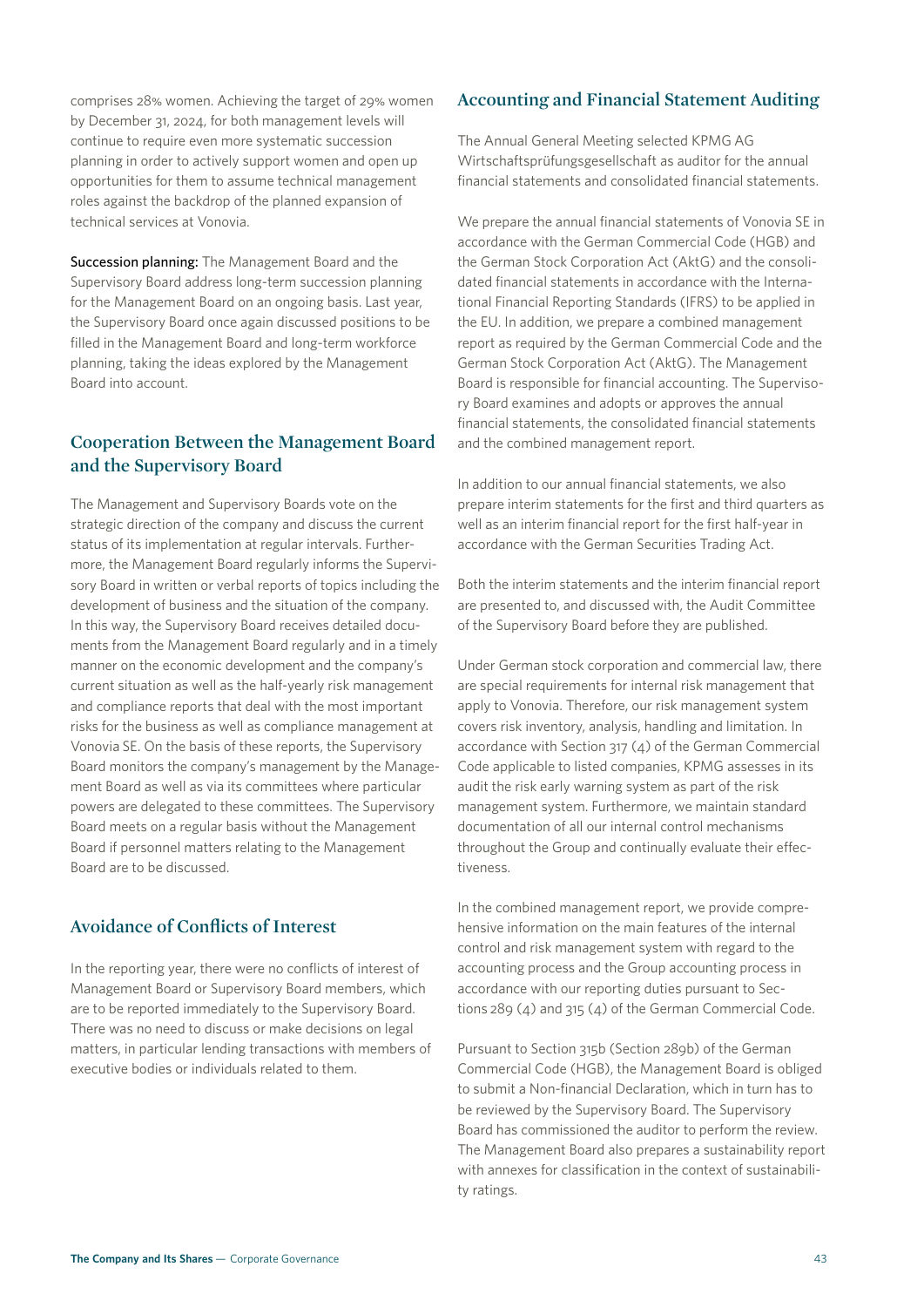comprises 28% women. Achieving the target of 29% women by December 31, 2024, for both management levels will continue to require even more systematic succession planning in order to actively support women and open up opportunities for them to assume technical management roles against the backdrop of the planned expansion of technical services at Vonovia.

**Succession planning:** The Management Board and the Supervisory Board address long-term succession planning for the Management Board on an ongoing basis. Last year, the Supervisory Board once again discussed positions to be filled in the Management Board and long-term workforce planning, taking the ideas explored by the Management Board into account.

## Cooperation Between the Management Board and the Supervisory Board

The Management and Supervisory Boards vote on the strategic direction of the company and discuss the current status of its implementation at regular intervals. Furthermore, the Management Board regularly informs the Supervisory Board in written or verbal reports of topics including the development of business and the situation of the company. In this way, the Supervisory Board receives detailed documents from the Management Board regularly and in a timely manner on the economic development and the company's current situation as well as the half-yearly risk management and compliance reports that deal with the most important risks for the business as well as compliance management at Vonovia SE. On the basis of these reports, the Supervisory Board monitors the company's management by the Management Board as well as via its committees where particular powers are delegated to these committees. The Supervisory Board meets on a regular basis without the Management Board if personnel matters relating to the Management Board are to be discussed.

## Avoidance of Conflicts of Interest

In the reporting year, there were no conflicts of interest of Management Board or Supervisory Board members, which are to be reported immediately to the Supervisory Board. There was no need to discuss or make decisions on legal matters, in particular lending transactions with members of executive bodies or individuals related to them.

## Accounting and Financial Statement Auditing

The Annual General Meeting selected KPMG AG Wirtschaftsprüfungsgesellschaft as auditor for the annual financial statements and consolidated financial statements.

We prepare the annual financial statements of Vonovia SE in accordance with the German Commercial Code (HGB) and the German Stock Corporation Act (AktG) and the consolidated financial statements in accordance with the International Financial Reporting Standards (IFRS) to be applied in the EU. In addition, we prepare a combined management report as required by the German Commercial Code and the German Stock Corporation Act (AktG). The Management Board is responsible for financial accounting. The Supervisory Board examines and adopts or approves the annual financial statements, the consolidated financial statements and the combined management report.

In addition to our annual financial statements, we also prepare interim statements for the first and third quarters as well as an interim financial report for the first half-year in accordance with the German Securities Trading Act.

Both the interim statements and the interim financial report are presented to, and discussed with, the Audit Committee of the Supervisory Board before they are published.

Under German stock corporation and commercial law, there are special requirements for internal risk management that apply to Vonovia. Therefore, our risk management system covers risk inventory, analysis, handling and limitation. In accordance with Section 317 (4) of the German Commercial Code applicable to listed companies, KPMG assesses in its audit the risk early warning system as part of the risk management system. Furthermore, we maintain standard documentation of all our internal control mechanisms throughout the Group and continually evaluate their effectiveness.

In the combined management report, we provide comprehensive information on the main features of the internal control and risk management system with regard to the accounting process and the Group accounting process in accordance with our reporting duties pursuant to Sections 289 (4) and 315 (4) of the German Commercial Code.

Pursuant to Section 315b (Section 289b) of the German Commercial Code (HGB), the Management Board is obliged to submit a Non-financial Declaration, which in turn has to be reviewed by the Supervisory Board. The Supervisory Board has commissioned the auditor to perform the review. The Management Board also prepares a sustainability report with annexes for classification in the context of sustainability ratings.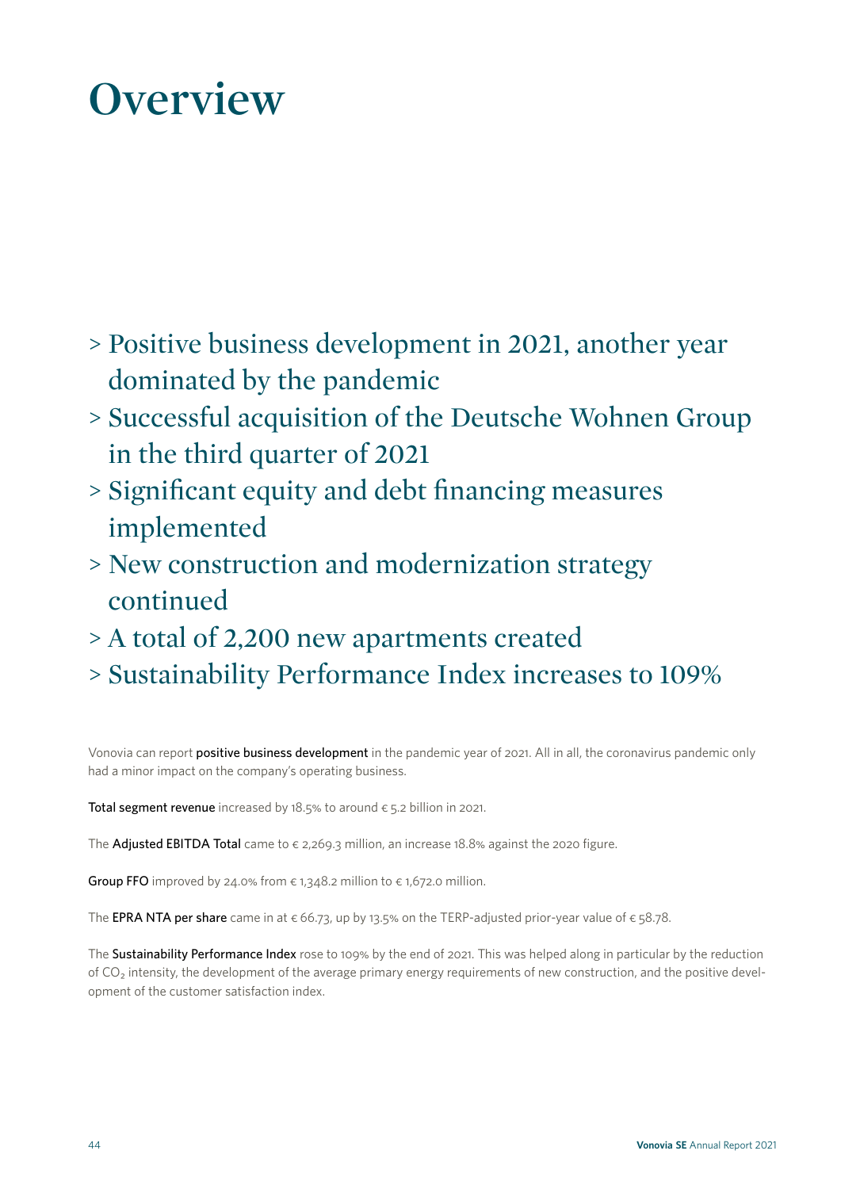# Overview

- Positive business development in 2021, another year dominated by the pandemic
- Successful acquisition of the Deutsche Wohnen Group in the third quarter of 2021
- Significant equity and debt financing measures implemented
- New construction and modernization strategy continued
- A total of 2,200 new apartments created
- Sustainability Performance Index increases to 109%

Vonovia can report **positive business development** in the pandemic year of 2021. All in all, the coronavirus pandemic only had a minor impact on the company's operating business.

**Total segment revenue** increased by 18.5% to around € 5.2 billion in 2021.

The **Adjusted EBITDA Total** came to € 2,269.3 million, an increase 18.8% against the 2020 figure.

**Group FFO** improved by 24.0% from € 1,348.2 million to € 1,672.0 million.

The **EPRA NTA per share** came in at € 66.73, up by 13.5% on the TERP-adjusted prior-year value of € 58.78.

The **Sustainability Performance Index** rose to 109% by the end of 2021. This was helped along in particular by the reduction of $CO_2$ intensity, the development of the average primary energy requirements of new construction, and the positive development of the customer satisfaction index.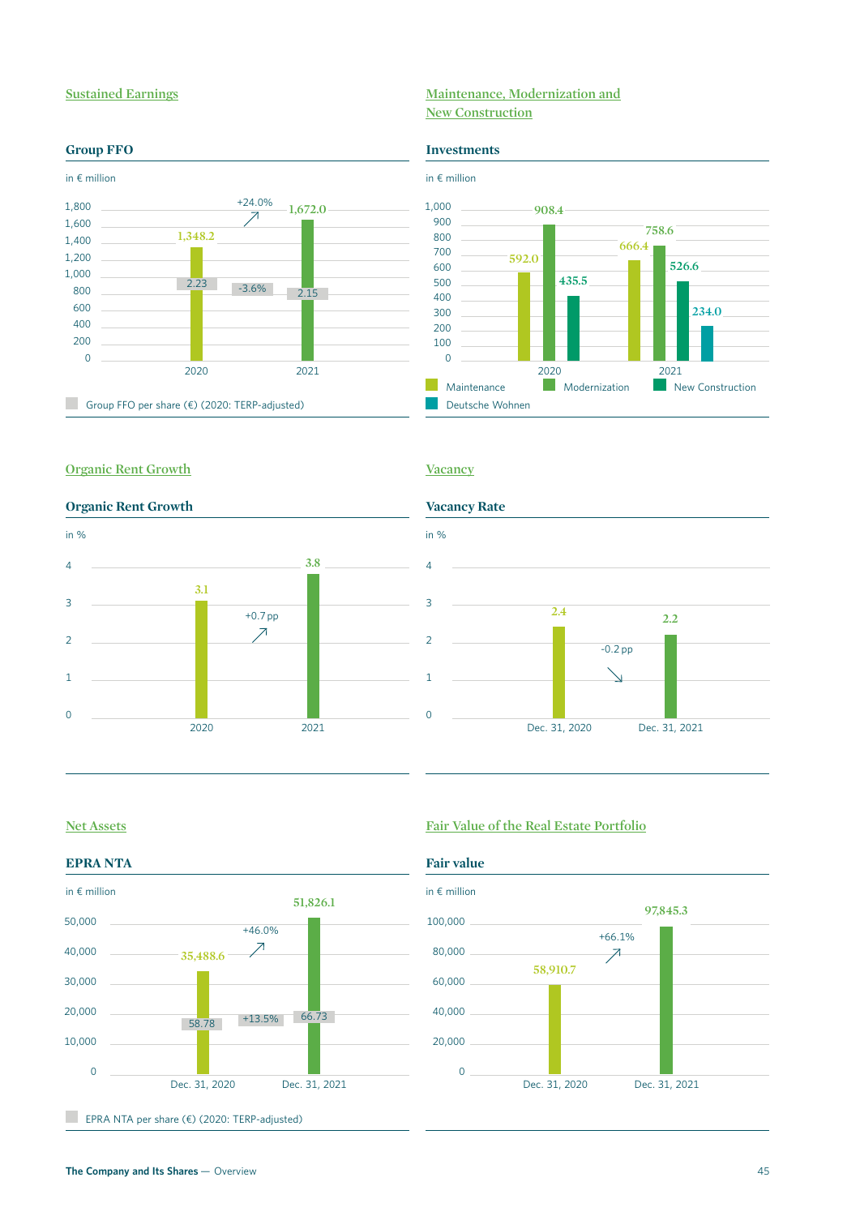## Sustained Earnings

### Group FFO

in € million

| | 2020 | 2021 |
|---|---|---|
| Group FFO | 1,348.2 | 1,672.0 |
| Group FFO per share (€) (2020: TERP-adjusted) | 2.23 | 2.15 |

+24.0%

-3.6%

## Maintenance, Modernization and New Construction

### Investments

in € million

| | 2020 | 2021 |
|---|---|---|
| Maintenance | 592.0 | 666.4 |
| Modernization | 908.4 | 758.6 |
| New Construction | 435.5 | 526.6 |
| Deutsche Wohnen | | 234.0 |

## Organic Rent Growth

### Organic Rent Growth

in %

| 2020 | 2021 |
|---|---|
| 3.1 | 3.8 |

+0.7 pp

## Vacancy

### Vacancy Rate

in %

| Dec. 31, 2020 | Dec. 31, 2021 |
|---|---|
| 2.4 | 2.2 |

-0.2 pp

## Net Assets

### EPRA NTA

in € million

| | Dec. 31, 2020 | Dec. 31, 2021 |
|---|---|---|
| EPRA NTA | 35,488.6 | 51,826.1 |
| EPRA NTA per share (€) (2020: TERP-adjusted) | 58.78 | 66.73 |

+46.0%

+13.5%

## Fair Value of the Real Estate Portfolio

### Fair value

in € million

| Dec. 31, 2020 | Dec. 31, 2021 |
|---|---|
| 58,910.7 | 97,845.3 |

+66.1%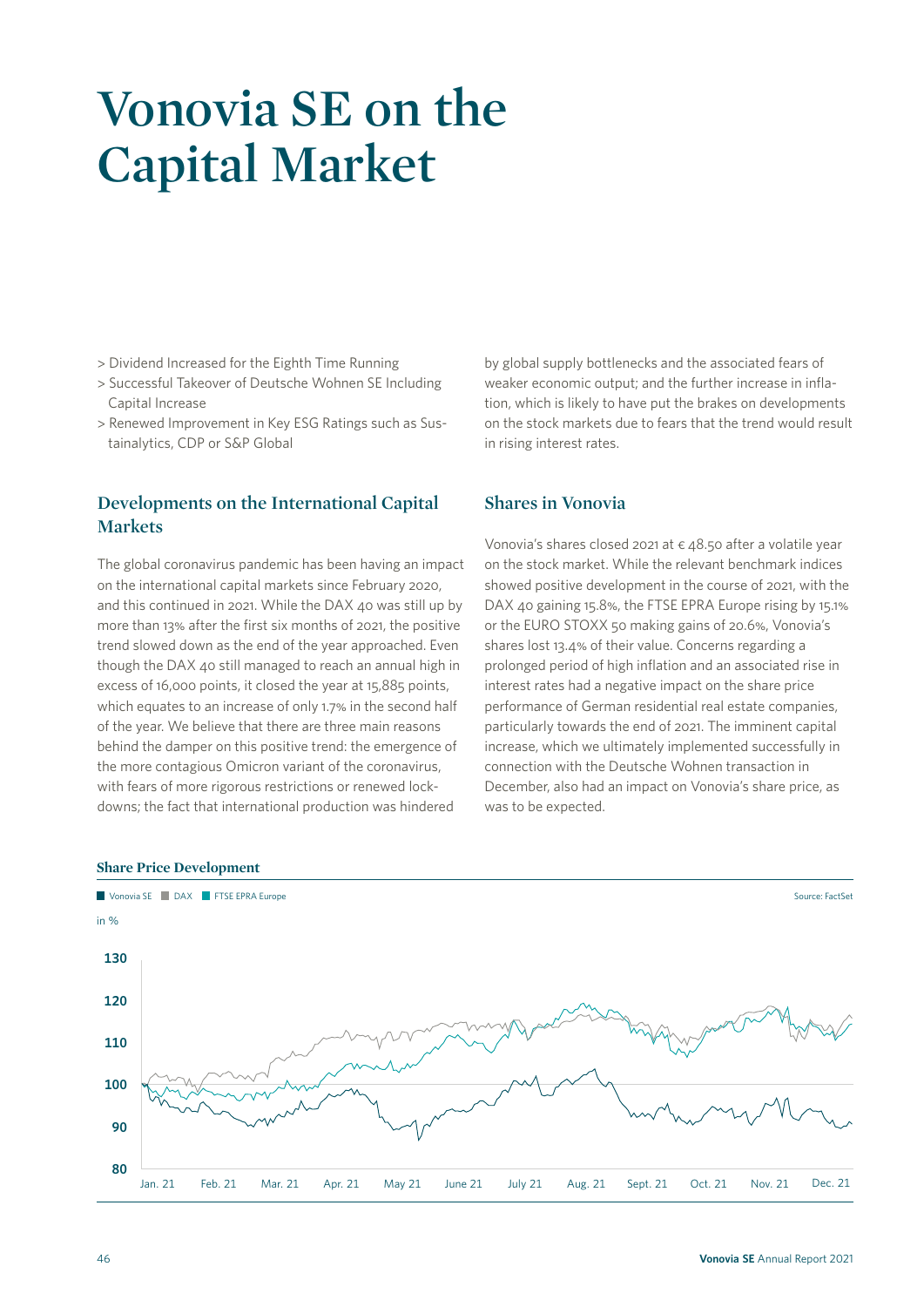# Vonovia SE on the Capital Market

- > Dividend Increased for the Eighth Time Running
- > Successful Takeover of Deutsche Wohnen SE Including Capital Increase
- > Renewed Improvement in Key ESG Ratings such as Sustainalytics, CDP or S&P Global

## Developments on the International Capital Markets

The global coronavirus pandemic has been having an impact on the international capital markets since February 2020, and this continued in 2021. While the DAX 40 was still up by more than 13% after the first six months of 2021, the positive trend slowed down as the end of the year approached. Even though the DAX 40 still managed to reach an annual high in excess of 16,000 points, it closed the year at 15,885 points, which equates to an increase of only 1.7% in the second half of the year. We believe that there are three main reasons behind the damper on this positive trend: the emergence of the more contagious Omicron variant of the coronavirus, with fears of more rigorous restrictions or renewed lockdowns; the fact that international production was hindered by global supply bottlenecks and the associated fears of weaker economic output; and the further increase in inflation, which is likely to have put the brakes on developments on the stock markets due to fears that the trend would result in rising interest rates.

## Shares in Vonovia

Vonovia's shares closed 2021 at € 48.50 after a volatile year on the stock market. While the relevant benchmark indices showed positive development in the course of 2021, with the DAX 40 gaining 15.8%, the FTSE EPRA Europe rising by 15.1% or the EURO STOXX 50 making gains of 20.6%, Vonovia's shares lost 13.4% of their value. Concerns regarding a prolonged period of high inflation and an associated rise in interest rates had a negative impact on the share price performance of German residential real estate companies, particularly towards the end of 2021. The imminent capital increase, which we ultimately implemented successfully in connection with the Deutsche Wohnen transaction in December, also had an impact on Vonovia's share price, as was to be expected.

**Share Price Development**

Vonovia SE | DAX | FTSE EPRA Europe — Source: FactSet

in %

(Chart: y-axis 80–130; x-axis Jan. 21 – Dec. 21)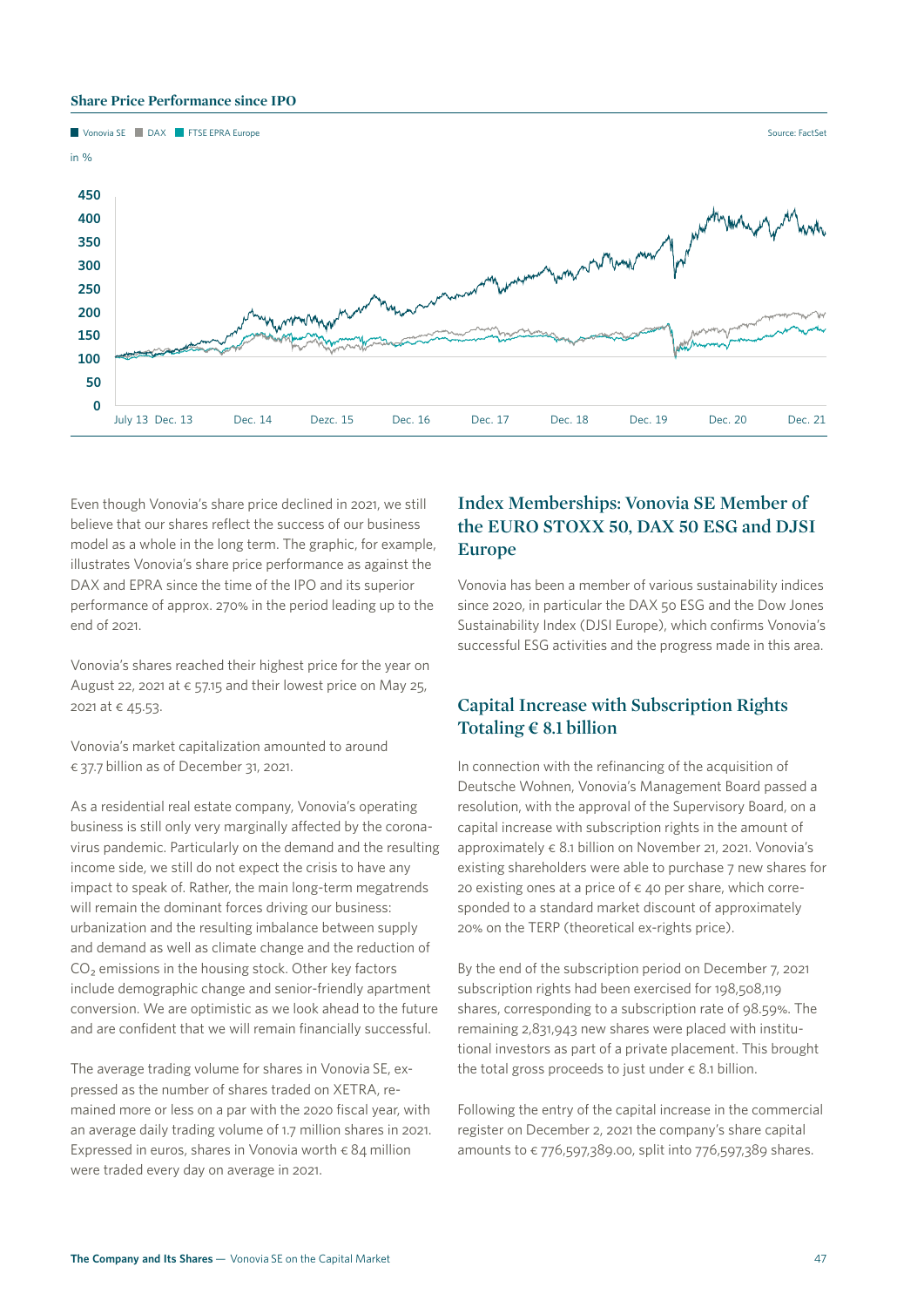## Share Price Performance since IPO

Vonovia SE ■ DAX ■ FTSE EPRA Europe

Source: FactSet

in %

450
400
350
300
250
200
150
100
50
0

July 13 Dec. 13 Dec. 14 Dezc. 15 Dec. 16 Dec. 17 Dec. 18 Dec. 19 Dec. 20 Dec. 21

Even though Vonovia's share price declined in 2021, we still believe that our shares reflect the success of our business model as a whole in the long term. The graphic, for example, illustrates Vonovia's share price performance as against the DAX and EPRA since the time of the IPO and its superior performance of approx. 270% in the period leading up to the end of 2021.

Vonovia's shares reached their highest price for the year on August 22, 2021 at € 57.15 and their lowest price on May 25, 2021 at € 45.53.

Vonovia's market capitalization amounted to around € 37.7 billion as of December 31, 2021.

As a residential real estate company, Vonovia's operating business is still only very marginally affected by the coronavirus pandemic. Particularly on the demand and the resulting income side, we still do not expect the crisis to have any impact to speak of. Rather, the main long-term megatrends will remain the dominant forces driving our business: urbanization and the resulting imbalance between supply and demand as well as climate change and the reduction of $CO_2$ emissions in the housing stock. Other key factors include demographic change and senior-friendly apartment conversion. We are optimistic as we look ahead to the future and are confident that we will remain financially successful.

The average trading volume for shares in Vonovia SE, expressed as the number of shares traded on XETRA, remained more or less on a par with the 2020 fiscal year, with an average daily trading volume of 1.7 million shares in 2021. Expressed in euros, shares in Vonovia worth € 84 million were traded every day on average in 2021.

## Index Memberships: Vonovia SE Member of the EURO STOXX 50, DAX 50 ESG and DJSI Europe

Vonovia has been a member of various sustainability indices since 2020, in particular the DAX 50 ESG and the Dow Jones Sustainability Index (DJSI Europe), which confirms Vonovia's successful ESG activities and the progress made in this area.

## Capital Increase with Subscription Rights Totaling € 8.1 billion

In connection with the refinancing of the acquisition of Deutsche Wohnen, Vonovia's Management Board passed a resolution, with the approval of the Supervisory Board, on a capital increase with subscription rights in the amount of approximately € 8.1 billion on November 21, 2021. Vonovia's existing shareholders were able to purchase 7 new shares for 20 existing ones at a price of € 40 per share, which corresponded to a standard market discount of approximately 20% on the TERP (theoretical ex-rights price).

By the end of the subscription period on December 7, 2021 subscription rights had been exercised for 198,508,119 shares, corresponding to a subscription rate of 98.59%. The remaining 2,831,943 new shares were placed with institutional investors as part of a private placement. This brought the total gross proceeds to just under € 8.1 billion.

Following the entry of the capital increase in the commercial register on December 2, 2021 the company's share capital amounts to € 776,597,389.00, split into 776,597,389 shares.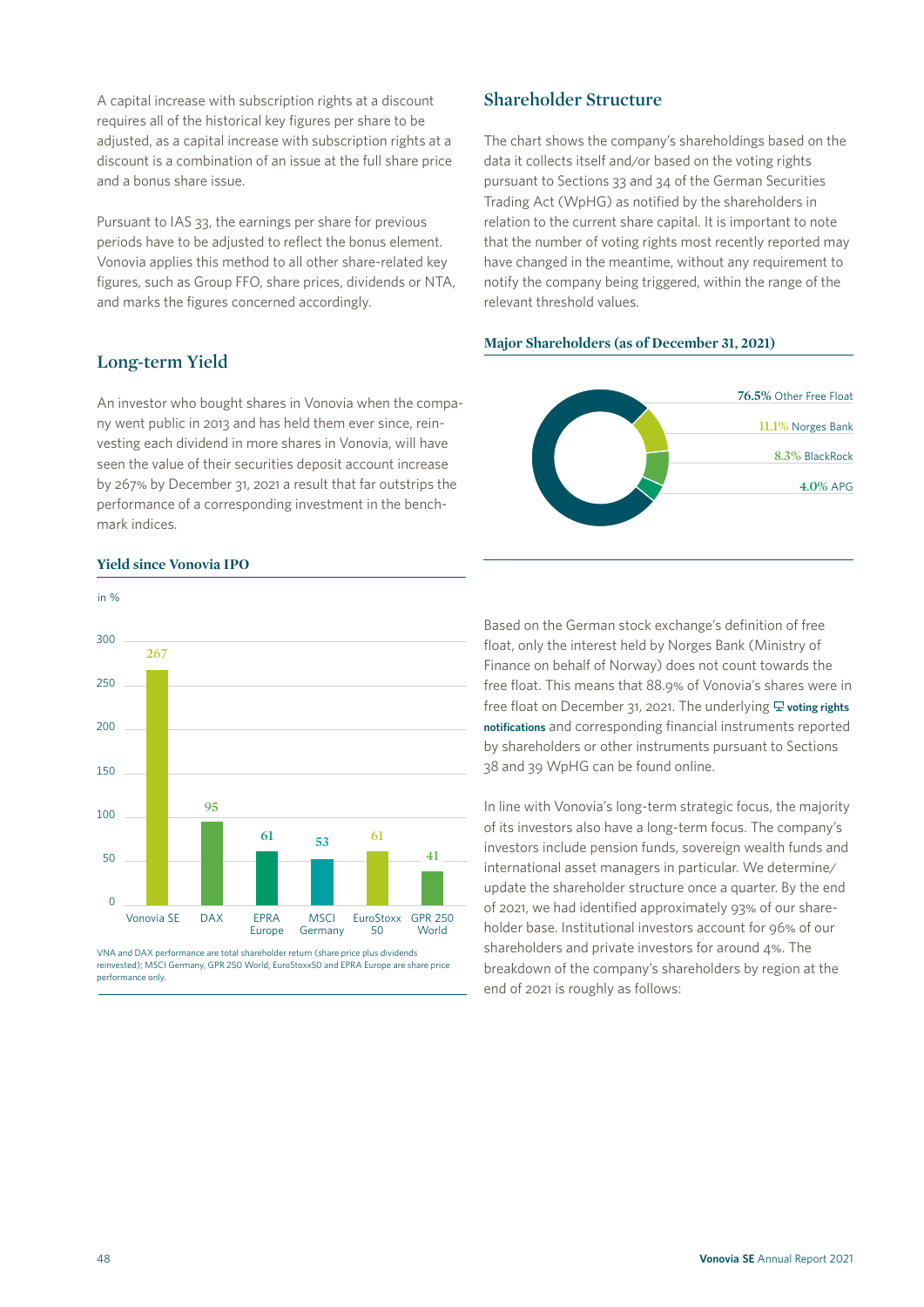A capital increase with subscription rights at a discount requires all of the historical key figures per share to be adjusted, as a capital increase with subscription rights at a discount is a combination of an issue at the full share price and a bonus share issue.

Pursuant to IAS 33, the earnings per share for previous periods have to be adjusted to reflect the bonus element. Vonovia applies this method to all other share-related key figures, such as Group FFO, share prices, dividends or NTA, and marks the figures concerned accordingly.

## Long-term Yield

An investor who bought shares in Vonovia when the company went public in 2013 and has held them ever since, reinvesting each dividend in more shares in Vonovia, will have seen the value of their securities deposit account increase by 267% by December 31, 2021 a result that far outstrips the performance of a corresponding investment in the benchmark indices.

**Yield since Vonovia IPO**

in %

| | Vonovia SE | DAX | EPRA Europe | MSCI Germany | EuroStoxx 50 | GPR 250 World |
|---|---|---|---|---|---|---|
| Yield | 267 | 95 | 61 | 53 | 61 | 41 |

VNA and DAX performance are total shareholder return (share price plus dividends reinvested); MSCI Germany, GPR 250 World, EuroStoxx50 and EPRA Europe are share price performance only.

## Shareholder Structure

The chart shows the company's shareholdings based on the data it collects itself and/or based on the voting rights pursuant to Sections 33 and 34 of the German Securities Trading Act (WpHG) as notified by the shareholders in relation to the current share capital. It is important to note that the number of voting rights most recently reported may have changed in the meantime, without any requirement to notify the company being triggered, within the range of the relevant threshold values.

**Major Shareholders (as of December 31, 2021)**

| Shareholder | Share |
|---|---|
| Other Free Float | 76.5% |
| Norges Bank | 11.1% |
| BlackRock | 8.3% |
| APG | 4.0% |

Based on the German stock exchange's definition of free float, only the interest held by Norges Bank (Ministry of Finance on behalf of Norway) does not count towards the free float. This means that 88.9% of Vonovia's shares were in free float on December 31, 2021. The underlying **voting rights notifications** and corresponding financial instruments reported by shareholders or other instruments pursuant to Sections 38 and 39 WpHG can be found online.

In line with Vonovia's long-term strategic focus, the majority of its investors also have a long-term focus. The company's investors include pension funds, sovereign wealth funds and international asset managers in particular. We determine/update the shareholder structure once a quarter. By the end of 2021, we had identified approximately 93% of our shareholder base. Institutional investors account for 96% of our shareholders and private investors for around 4%. The breakdown of the company's shareholders by region at the end of 2021 is roughly as follows: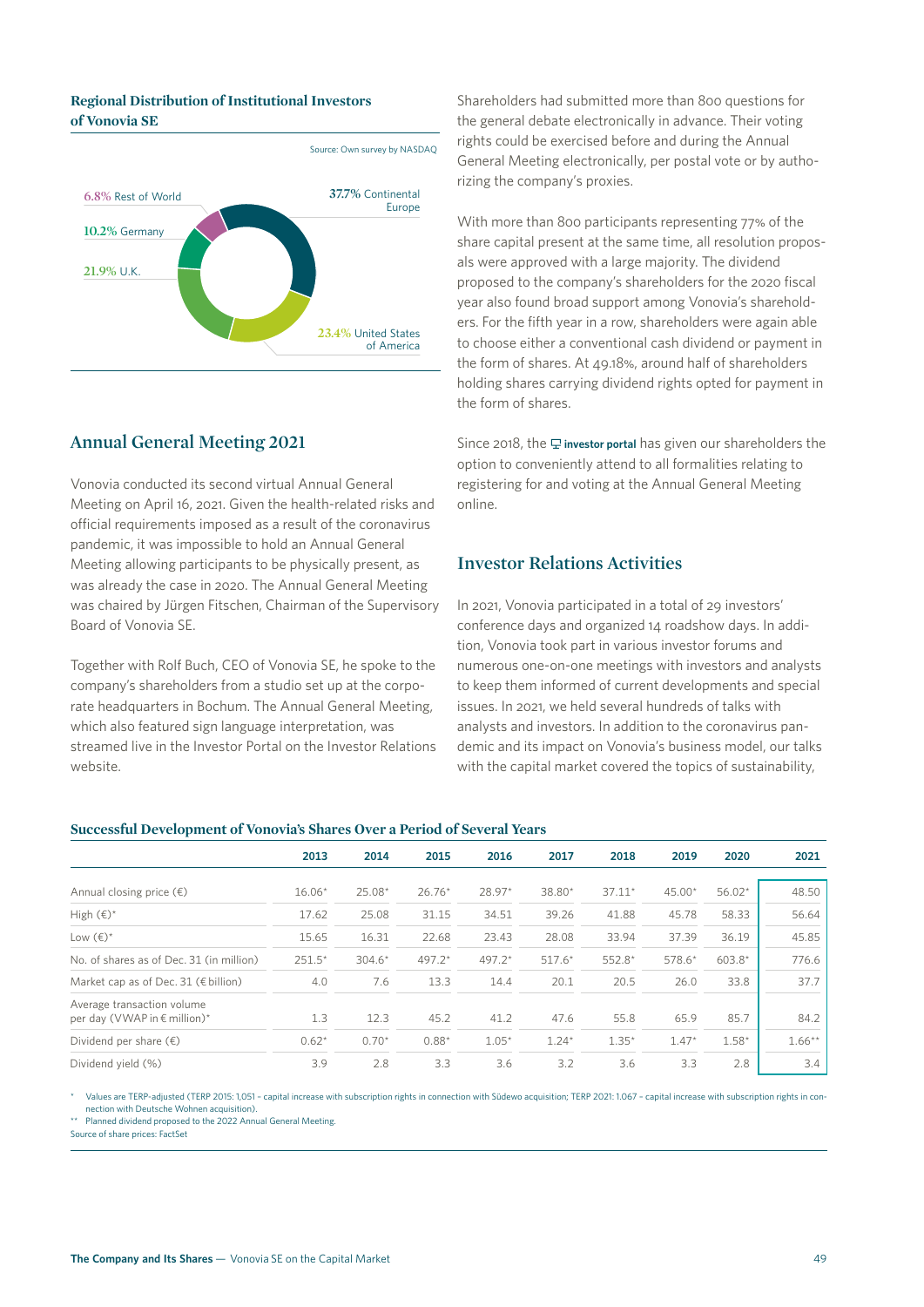### Regional Distribution of Institutional Investors of Vonovia SE

Source: Own survey by NASDAQ

- 37.7% Continental Europe
- 23.4% United States of America
- 21.9% U.K.
- 10.2% Germany
- 6.8% Rest of World

## Annual General Meeting 2021

Vonovia conducted its second virtual Annual General Meeting on April 16, 2021. Given the health-related risks and official requirements imposed as a result of the coronavirus pandemic, it was impossible to hold an Annual General Meeting allowing participants to be physically present, as was already the case in 2020. The Annual General Meeting was chaired by Jürgen Fitschen, Chairman of the Supervisory Board of Vonovia SE.

Together with Rolf Buch, CEO of Vonovia SE, he spoke to the company's shareholders from a studio set up at the corporate headquarters in Bochum. The Annual General Meeting, which also featured sign language interpretation, was streamed live in the Investor Portal on the Investor Relations website.

Shareholders had submitted more than 800 questions for the general debate electronically in advance. Their voting rights could be exercised before and during the Annual General Meeting electronically, per postal vote or by authorizing the company's proxies.

With more than 800 participants representing 77% of the share capital present at the same time, all resolution proposals were approved with a large majority. The dividend proposed to the company's shareholders for the 2020 fiscal year also found broad support among Vonovia's shareholders. For the fifth year in a row, shareholders were again able to choose either a conventional cash dividend or payment in the form of shares. At 49.18%, around half of shareholders holding shares carrying dividend rights opted for payment in the form of shares.

Since 2018, the **investor portal** has given our shareholders the option to conveniently attend to all formalities relating to registering for and voting at the Annual General Meeting online.

## Investor Relations Activities

In 2021, Vonovia participated in a total of 29 investors' conference days and organized 14 roadshow days. In addition, Vonovia took part in various investor forums and numerous one-on-one meetings with investors and analysts to keep them informed of current developments and special issues. In 2021, we held several hundreds of talks with analysts and investors. In addition to the coronavirus pandemic and its impact on Vonovia's business model, our talks with the capital market covered the topics of sustainability,

### Successful Development of Vonovia's Shares Over a Period of Several Years

| | 2013 | 2014 | 2015 | 2016 | 2017 | 2018 | 2019 | 2020 | 2021 |
|---|---|---|---|---|---|---|---|---|---|
| Annual closing price (€) | 16.06* | 25.08* | 26.76* | 28.97* | 38.80* | 37.11* | 45.00* | 56.02* | 48.50 |
| High (€)* | 17.62 | 25.08 | 31.15 | 34.51 | 39.26 | 41.88 | 45.78 | 58.33 | 56.64 |
| Low (€)* | 15.65 | 16.31 | 22.68 | 23.43 | 28.08 | 33.94 | 37.39 | 36.19 | 45.85 |
| No. of shares as of Dec. 31 (in million) | 251.5* | 304.6* | 497.2* | 497.2* | 517.6* | 552.8* | 578.6* | 603.8* | 776.6 |
| Market cap as of Dec. 31 (€ billion) | 4.0 | 7.6 | 13.3 | 14.4 | 20.1 | 20.5 | 26.0 | 33.8 | 37.7 |
| Average transaction volume per day (VWAP in € million)* | 1.3 | 12.3 | 45.2 | 41.2 | 47.6 | 55.8 | 65.9 | 85.7 | 84.2 |
| Dividend per share (€) | 0.62* | 0.70* | 0.88* | 1.05* | 1.24* | 1.35* | 1.47* | 1.58* | 1.66** |
| Dividend yield (%) | 3.9 | 2.8 | 3.3 | 3.6 | 3.2 | 3.6 | 3.3 | 2.8 | 3.4 |

\* Values are TERP-adjusted (TERP 2015: 1,051 – capital increase with subscription rights in connection with Süddewo acquisition; TERP 2021: 1.067 – capital increase with subscription rights in connection with Deutsche Wohnen acquisition).

\*\* Planned dividend proposed to the 2022 Annual General Meeting.

Source of share prices: FactSet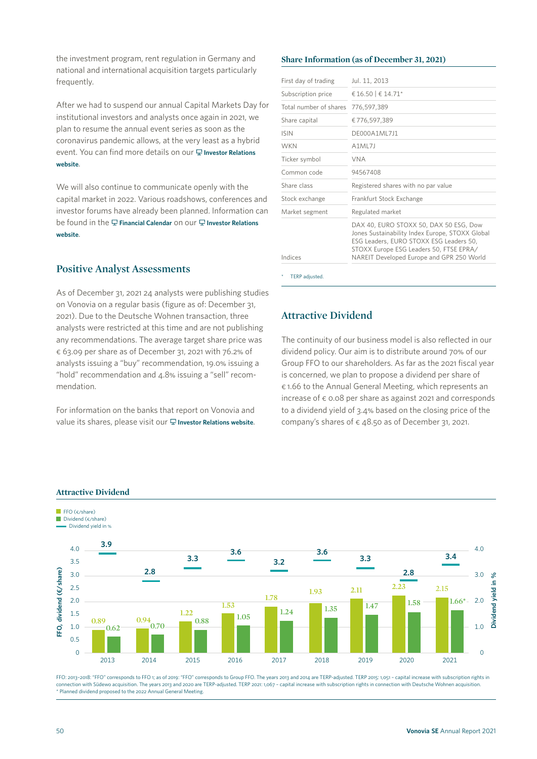the investment program, rent regulation in Germany and national and international acquisition targets particularly frequently.

After we had to suspend our annual Capital Markets Day for institutional investors and analysts once again in 2021, we plan to resume the annual event series as soon as the coronavirus pandemic allows, at the very least as a hybrid event. You can find more details on our **Investor Relations website**.

We will also continue to communicate openly with the capital market in 2022. Various roadshows, conferences and investor forums have already been planned. Information can be found in the **Financial Calendar** on our **Investor Relations website**.

## Positive Analyst Assessments

As of December 31, 2021 24 analysts were publishing studies on Vonovia on a regular basis (figure as of: December 31, 2021). Due to the Deutsche Wohnen transaction, three analysts were restricted at this time and are not publishing any recommendations. The average target share price was € 63.09 per share as of December 31, 2021 with 76.2% of analysts issuing a "buy" recommendation, 19.0% issuing a "hold" recommendation and 4.8% issuing a "sell" recommendation.

For information on the banks that report on Vonovia and value its shares, please visit our **Investor Relations website**.

### Share Information (as of December 31, 2021)

| | |
|---|---|
| First day of trading | Jul. 11, 2013 |
| Subscription price | € 16.50 \| € 14.71* |
| Total number of shares | 776,597,389 |
| Share capital | € 776,597,389 |
| ISIN | DE000A1ML7J1 |
| WKN | A1ML7J |
| Ticker symbol | VNA |
| Common code | 94567408 |
| Share class | Registered shares with no par value |
| Stock exchange | Frankfurt Stock Exchange |
| Market segment | Regulated market |
| Indices | DAX 40, EURO STOXX 50, DAX 50 ESG, Dow Jones Sustainability Index Europe, STOXX Global ESG Leaders, EURO STOXX ESG Leaders 50, STOXX Europe ESG Leaders 50, FTSE EPRA/NAREIT Developed Europe and GPR 250 World |

\* TERP adjusted.

## Attractive Dividend

The continuity of our business model is also reflected in our dividend policy. Our aim is to distribute around 70% of our Group FFO to our shareholders. As far as the 2021 fiscal year is concerned, we plan to propose a dividend per share of € 1.66 to the Annual General Meeting, which represents an increase of € 0.08 per share as against 2021 and corresponds to a dividend yield of 3.4% based on the closing price of the company's shares of € 48.50 as of December 31, 2021.

### Attractive Dividend

| | 2013 | 2014 | 2015 | 2016 | 2017 | 2018 | 2019 | 2020 | 2021 |
|---|---|---|---|---|---|---|---|---|---|
| FFO (€/share) | 0.89 | 0.94 | 1.22 | 1.53 | 1.78 | 1.93 | 2.11 | 2.23 | 2.15 |
| Dividend (€/share) | 0.62 | 0.70 | 0.88 | 1.05 | 1.24 | 1.35 | 1.47 | 1.58 | 1.66* |
| Dividend yield in % | 3.9 | 2.8 | 3.3 | 3.6 | 3.2 | 3.6 | 3.3 | 2.8 | 3.4 |

FFO: 2013–2018: "FFO" corresponds to FFO 1; as of 2019: "FFO" corresponds to Group FFO. The years 2013 and 2014 are TERP-adjusted. TERP 2015: 1,051 – capital increase with subscription rights in connection with Südewo acquisition. The years 2013 and 2020 are TERP-adjusted. TERP 2021: 1,067 – capital increase with subscription rights in connection with Deutsche Wohnen acquisition.
\* Planned dividend proposed to the 2022 Annual General Meeting.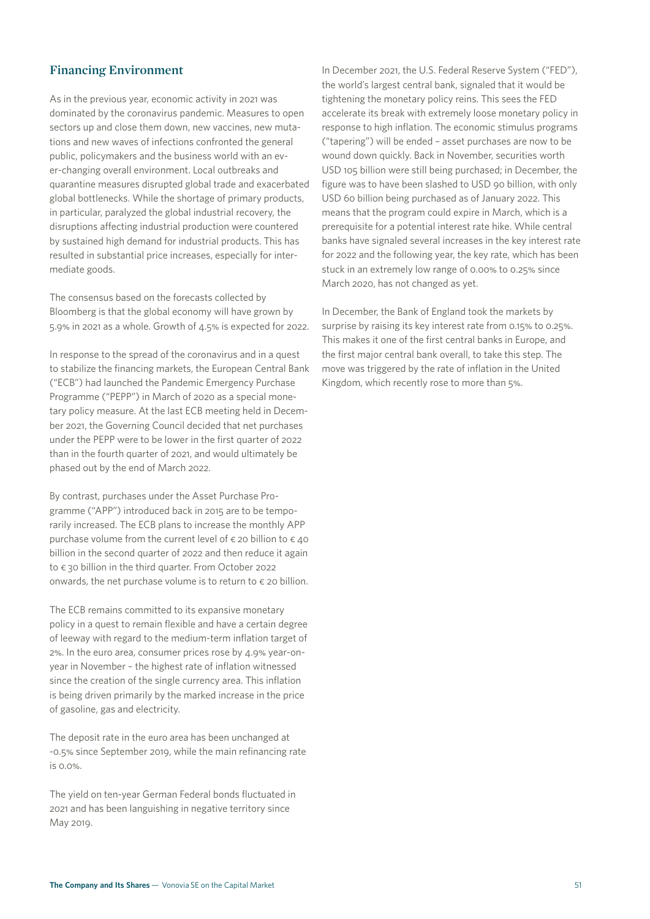## Financing Environment

As in the previous year, economic activity in 2021 was dominated by the coronavirus pandemic. Measures to open sectors up and close them down, new vaccines, new mutations and new waves of infections confronted the general public, policymakers and the business world with an ever-changing overall environment. Local outbreaks and quarantine measures disrupted global trade and exacerbated global bottlenecks. While the shortage of primary products, in particular, paralyzed the global industrial recovery, the disruptions affecting industrial production were countered by sustained high demand for industrial products. This has resulted in substantial price increases, especially for intermediate goods.

The consensus based on the forecasts collected by Bloomberg is that the global economy will have grown by 5.9% in 2021 as a whole. Growth of 4.5% is expected for 2022.

In response to the spread of the coronavirus and in a quest to stabilize the financing markets, the European Central Bank ("ECB") had launched the Pandemic Emergency Purchase Programme ("PEPP") in March of 2020 as a special monetary policy measure. At the last ECB meeting held in December 2021, the Governing Council decided that net purchases under the PEPP were to be lower in the first quarter of 2022 than in the fourth quarter of 2021, and would ultimately be phased out by the end of March 2022.

By contrast, purchases under the Asset Purchase Programme ("APP") introduced back in 2015 are to be temporarily increased. The ECB plans to increase the monthly APP purchase volume from the current level of € 20 billion to € 40 billion in the second quarter of 2022 and then reduce it again to € 30 billion in the third quarter. From October 2022 onwards, the net purchase volume is to return to € 20 billion.

The ECB remains committed to its expansive monetary policy in a quest to remain flexible and have a certain degree of leeway with regard to the medium-term inflation target of 2%. In the euro area, consumer prices rose by 4.9% year-on-year in November – the highest rate of inflation witnessed since the creation of the single currency area. This inflation is being driven primarily by the marked increase in the price of gasoline, gas and electricity.

The deposit rate in the euro area has been unchanged at -0.5% since September 2019, while the main refinancing rate is 0.0%.

The yield on ten-year German Federal bonds fluctuated in 2021 and has been languishing in negative territory since May 2019.

In December 2021, the U.S. Federal Reserve System ("FED"), the world's largest central bank, signaled that it would be tightening the monetary policy reins. This sees the FED accelerate its break with extremely loose monetary policy in response to high inflation. The economic stimulus programs ("tapering") will be ended – asset purchases are now to be wound down quickly. Back in November, securities worth USD 105 billion were still being purchased; in December, the figure was to have been slashed to USD 90 billion, with only USD 60 billion being purchased as of January 2022. This means that the program could expire in March, which is a prerequisite for a potential interest rate hike. While central banks have signaled several increases in the key interest rate for 2022 and the following year, the key rate, which has been stuck in an extremely low range of 0.00% to 0.25% since March 2020, has not changed as yet.

In December, the Bank of England took the markets by surprise by raising its key interest rate from 0.15% to 0.25%. This makes it one of the first central banks in Europe, and the first major central bank overall, to take this step. The move was triggered by the rate of inflation in the United Kingdom, which recently rose to more than 5%.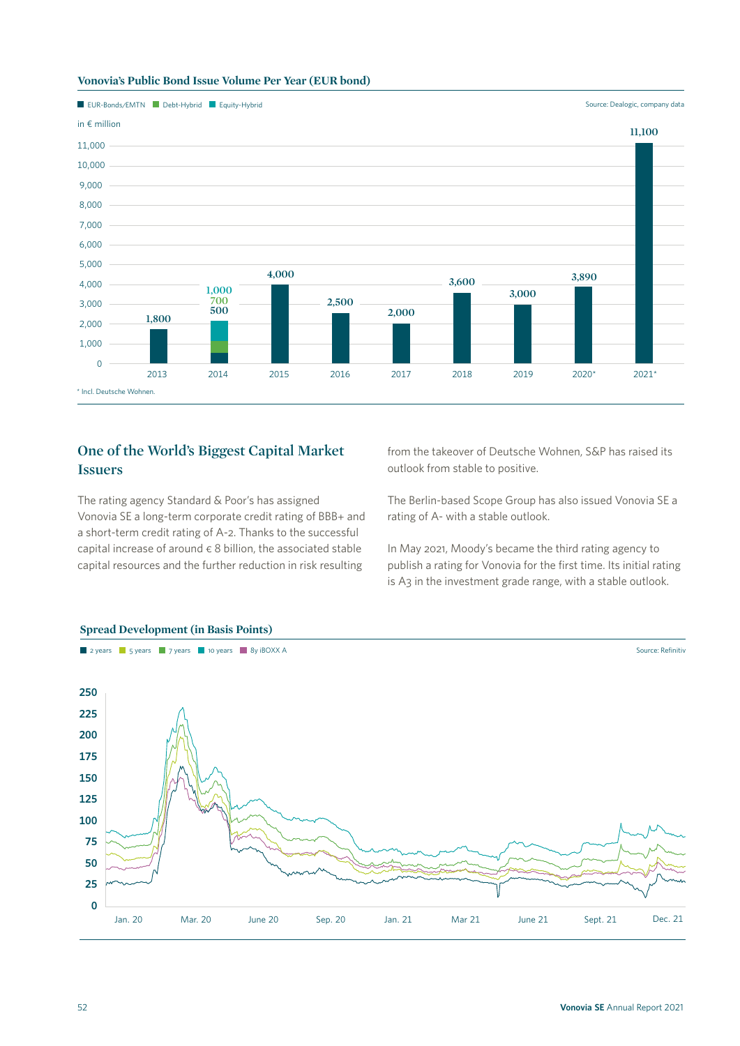**Vonovia's Public Bond Issue Volume Per Year (EUR bond)**

EUR-Bonds/EMTN | Debt-Hybrid | Equity-Hybrid

Source: Dealogic, company data

in € million

| Year | EUR-Bonds/EMTN | Debt-Hybrid | Equity-Hybrid |
|---|---|---|---|
| 2013 | 1,800 | | |
| 2014 | 500 | 700 | 1,000 |
| 2015 | 4,000 | | |
| 2016 | 2,500 | | |
| 2017 | 2,000 | | |
| 2018 | 3,600 | | |
| 2019 | 3,000 | | |
| 2020* | 3,890 | | |
| 2021* | 11,100 | | |

* Incl. Deutsche Wohnen.

## One of the World's Biggest Capital Market Issuers

The rating agency Standard & Poor's has assigned Vonovia SE a long-term corporate credit rating of BBB+ and a short-term credit rating of A-2. Thanks to the successful capital increase of around € 8 billion, the associated stable capital resources and the further reduction in risk resulting from the takeover of Deutsche Wohnen, S&P has raised its outlook from stable to positive.

The Berlin-based Scope Group has also issued Vonovia SE a rating of A- with a stable outlook.

In May 2021, Moody's became the third rating agency to publish a rating for Vonovia for the first time. Its initial rating is A3 in the investment grade range, with a stable outlook.

**Spread Development (in Basis Points)**

2 years | 5 years | 7 years | 10 years | 8y iBOXX A

Source: Refinitiv

Jan. 20 – Dec. 21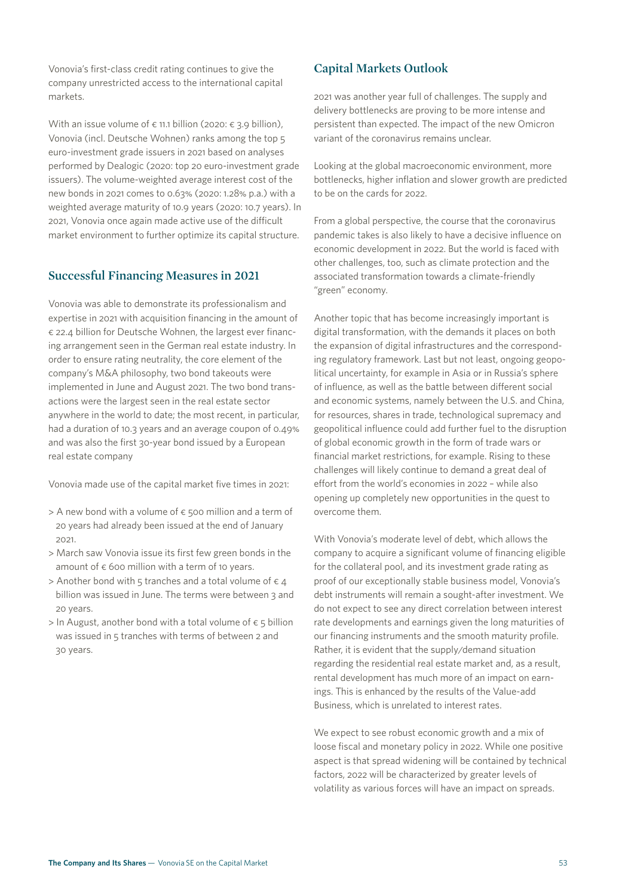Vonovia's first-class credit rating continues to give the company unrestricted access to the international capital markets.

With an issue volume of € 11.1 billion (2020: € 3.9 billion), Vonovia (incl. Deutsche Wohnen) ranks among the top 5 euro-investment grade issuers in 2021 based on analyses performed by Dealogic (2020: top 20 euro-investment grade issuers). The volume-weighted average interest cost of the new bonds in 2021 comes to 0.63% (2020: 1.28% p.a.) with a weighted average maturity of 10.9 years (2020: 10.7 years). In 2021, Vonovia once again made active use of the difficult market environment to further optimize its capital structure.

## Successful Financing Measures in 2021

Vonovia was able to demonstrate its professionalism and expertise in 2021 with acquisition financing in the amount of € 22.4 billion for Deutsche Wohnen, the largest ever financing arrangement seen in the German real estate industry. In order to ensure rating neutrality, the core element of the company's M&A philosophy, two bond takeouts were implemented in June and August 2021. The two bond transactions were the largest seen in the real estate sector anywhere in the world to date; the most recent, in particular, had a duration of 10.3 years and an average coupon of 0.49% and was also the first 30-year bond issued by a European real estate company

Vonovia made use of the capital market five times in 2021:

> A new bond with a volume of € 500 million and a term of 20 years had already been issued at the end of January 2021.
> March saw Vonovia issue its first few green bonds in the amount of € 600 million with a term of 10 years.
> Another bond with 5 tranches and a total volume of € 4 billion was issued in June. The terms were between 3 and 20 years.
> In August, another bond with a total volume of € 5 billion was issued in 5 tranches with terms of between 2 and 30 years.

## Capital Markets Outlook

2021 was another year full of challenges. The supply and delivery bottlenecks are proving to be more intense and persistent than expected. The impact of the new Omicron variant of the coronavirus remains unclear.

Looking at the global macroeconomic environment, more bottlenecks, higher inflation and slower growth are predicted to be on the cards for 2022.

From a global perspective, the course that the coronavirus pandemic takes is also likely to have a decisive influence on economic development in 2022. But the world is faced with other challenges, too, such as climate protection and the associated transformation towards a climate-friendly "green" economy.

Another topic that has become increasingly important is digital transformation, with the demands it places on both the expansion of digital infrastructures and the corresponding regulatory framework. Last but not least, ongoing geopolitical uncertainty, for example in Asia or in Russia's sphere of influence, as well as the battle between different social and economic systems, namely between the U.S. and China, for resources, shares in trade, technological supremacy and geopolitical influence could add further fuel to the disruption of global economic growth in the form of trade wars or financial market restrictions, for example. Rising to these challenges will likely continue to demand a great deal of effort from the world's economies in 2022 – while also opening up completely new opportunities in the quest to overcome them.

With Vonovia's moderate level of debt, which allows the company to acquire a significant volume of financing eligible for the collateral pool, and its investment grade rating as proof of our exceptionally stable business model, Vonovia's debt instruments will remain a sought-after investment. We do not expect to see any direct correlation between interest rate developments and earnings given the long maturities of our financing instruments and the smooth maturity profile. Rather, it is evident that the supply/demand situation regarding the residential real estate market and, as a result, rental development has much more of an impact on earnings. This is enhanced by the results of the Value-add Business, which is unrelated to interest rates.

We expect to see robust economic growth and a mix of loose fiscal and monetary policy in 2022. While one positive aspect is that spread widening will be contained by technical factors, 2022 will be characterized by greater levels of volatility as various forces will have an impact on spreads.